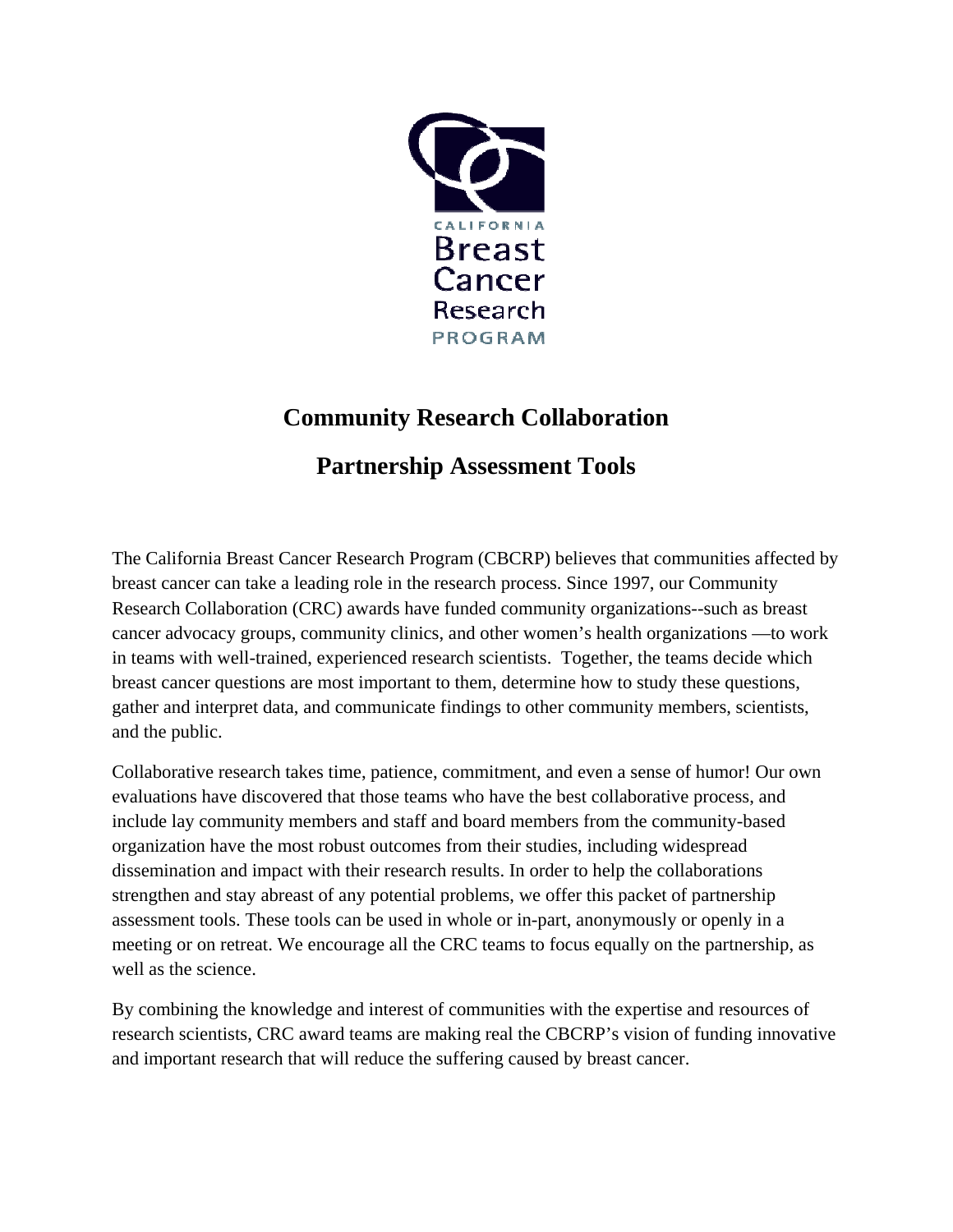CALIFORNIA
Breast
Cancer
Research
PROGRAM

# Community Research Collaboration

# Partnership Assessment Tools

The California Breast Cancer Research Program (CBCRP) believes that communities affected by breast cancer can take a leading role in the research process. Since 1997, our Community Research Collaboration (CRC) awards have funded community organizations--such as breast cancer advocacy groups, community clinics, and other women's health organizations —to work in teams with well-trained, experienced research scientists. Together, the teams decide which breast cancer questions are most important to them, determine how to study these questions, gather and interpret data, and communicate findings to other community members, scientists, and the public.

Collaborative research takes time, patience, commitment, and even a sense of humor! Our own evaluations have discovered that those teams who have the best collaborative process, and include lay community members and staff and board members from the community-based organization have the most robust outcomes from their studies, including widespread dissemination and impact with their research results. In order to help the collaborations strengthen and stay abreast of any potential problems, we offer this packet of partnership assessment tools. These tools can be used in whole or in-part, anonymously or openly in a meeting or on retreat. We encourage all the CRC teams to focus equally on the partnership, as well as the science.

By combining the knowledge and interest of communities with the expertise and resources of research scientists, CRC award teams are making real the CBCRP's vision of funding innovative and important research that will reduce the suffering caused by breast cancer.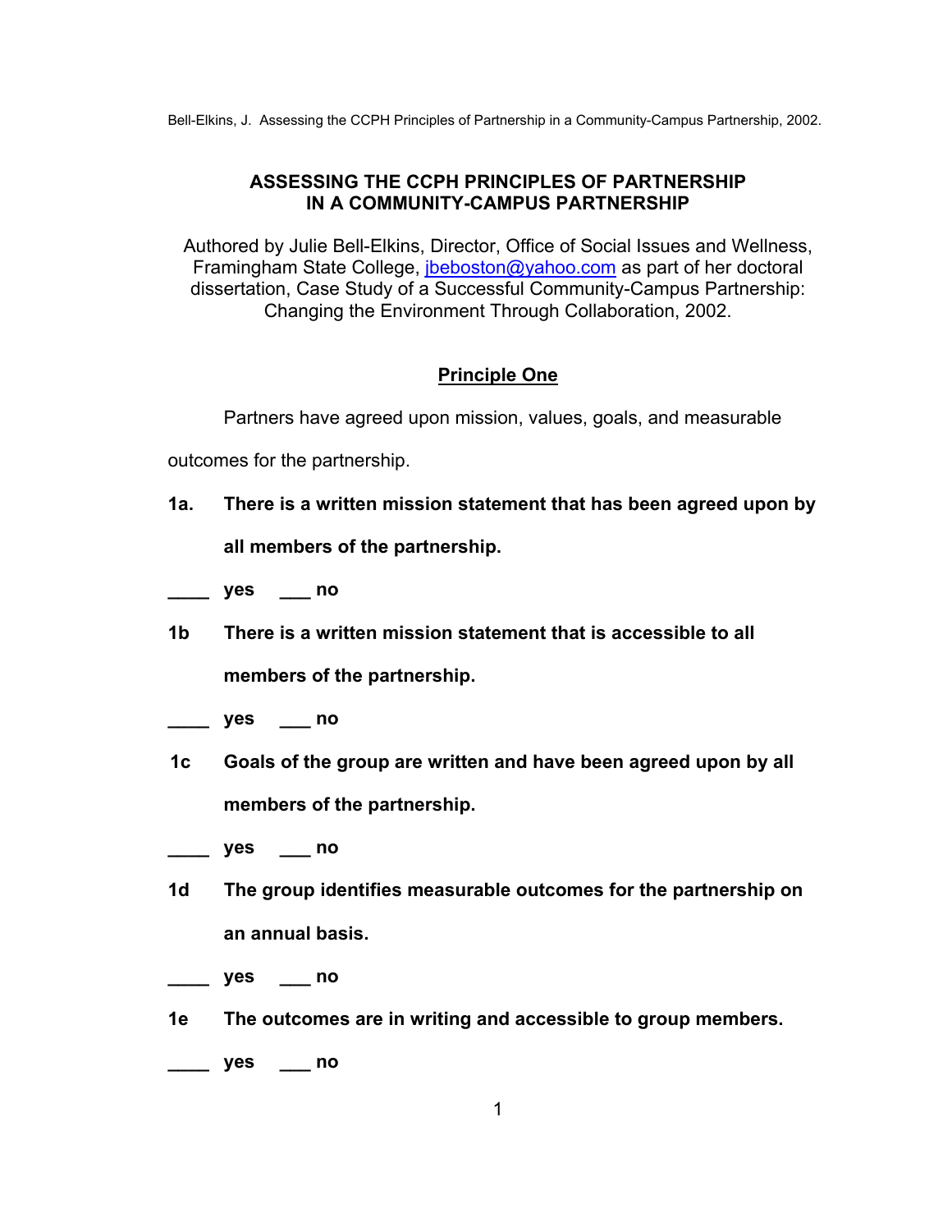# ASSESSING THE CCPH PRINCIPLES OF PARTNERSHIP IN A COMMUNITY-CAMPUS PARTNERSHIP

Authored by Julie Bell-Elkins, Director, Office of Social Issues and Wellness, Framingham State College, jbeboston@yahoo.com as part of her doctoral dissertation, Case Study of a Successful Community-Campus Partnership: Changing the Environment Through Collaboration, 2002.

## Principle One

Partners have agreed upon mission, values, goals, and measurable outcomes for the partnership.

**1a. There is a written mission statement that has been agreed upon by all members of the partnership.**

**____ yes ___ no**

**1b There is a written mission statement that is accessible to all members of the partnership.**

**____ yes ___ no**

**1c Goals of the group are written and have been agreed upon by all members of the partnership.**

**____ yes ___ no**

**1d The group identifies measurable outcomes for the partnership on an annual basis.**

**____ yes ___ no**

**1e The outcomes are in writing and accessible to group members.**

**____ yes ___ no**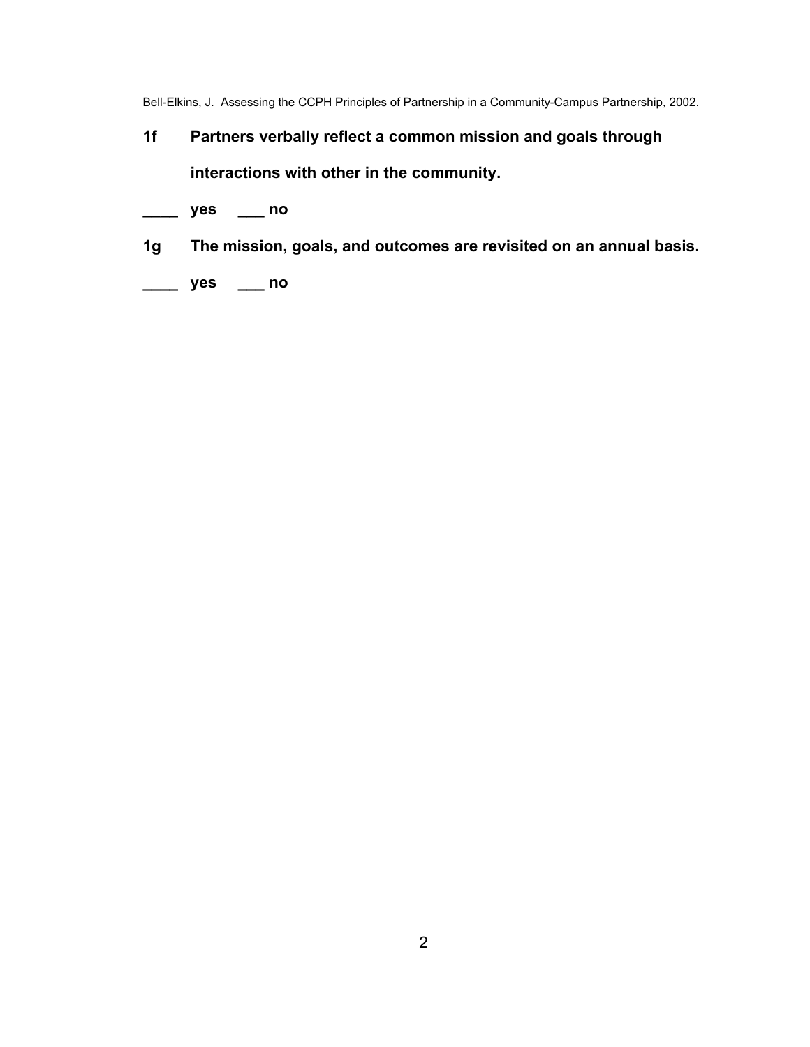**1f Partners verbally reflect a common mission and goals through interactions with other in the community.**

**____ yes ___ no**

**1g The mission, goals, and outcomes are revisited on an annual basis.**

**____ yes ___ no**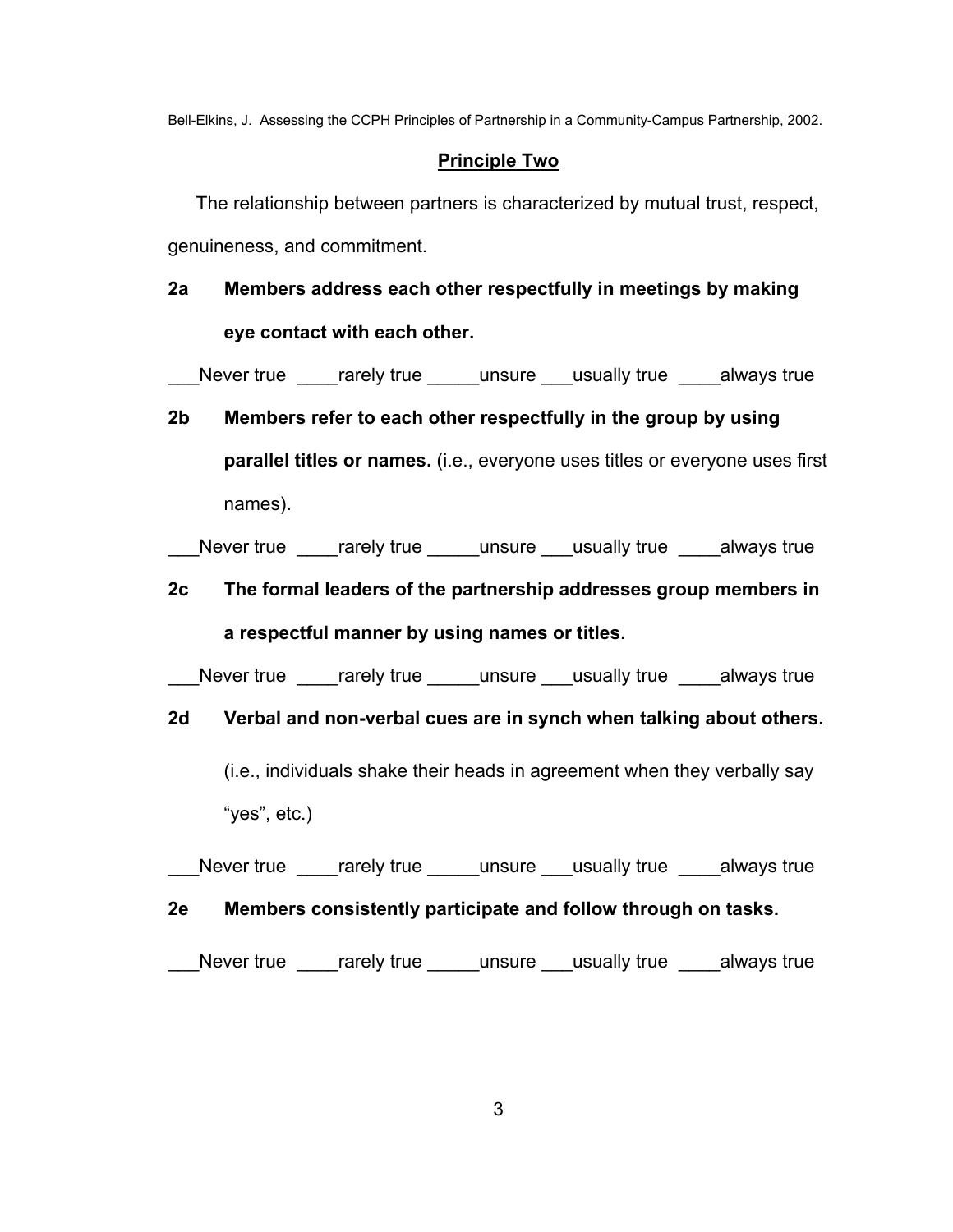## Principle Two

The relationship between partners is characterized by mutual trust, respect, genuineness, and commitment.

**2a Members address each other respectfully in meetings by making eye contact with each other.**

___Never true ____rarely true _____unsure ___usually true ____always true

**2b Members refer to each other respectfully in the group by using parallel titles or names.** (i.e., everyone uses titles or everyone uses first names).

___Never true ____rarely true _____unsure ___usually true ____always true

**2c The formal leaders of the partnership addresses group members in a respectful manner by using names or titles.**

___Never true ____rarely true _____unsure ___usually true ____always true

**2d Verbal and non-verbal cues are in synch when talking about others.**

(i.e., individuals shake their heads in agreement when they verbally say "yes", etc.)

___Never true ____rarely true _____unsure ___usually true ____always true

**2e Members consistently participate and follow through on tasks.**

___Never true ____rarely true _____unsure ___usually true ____always true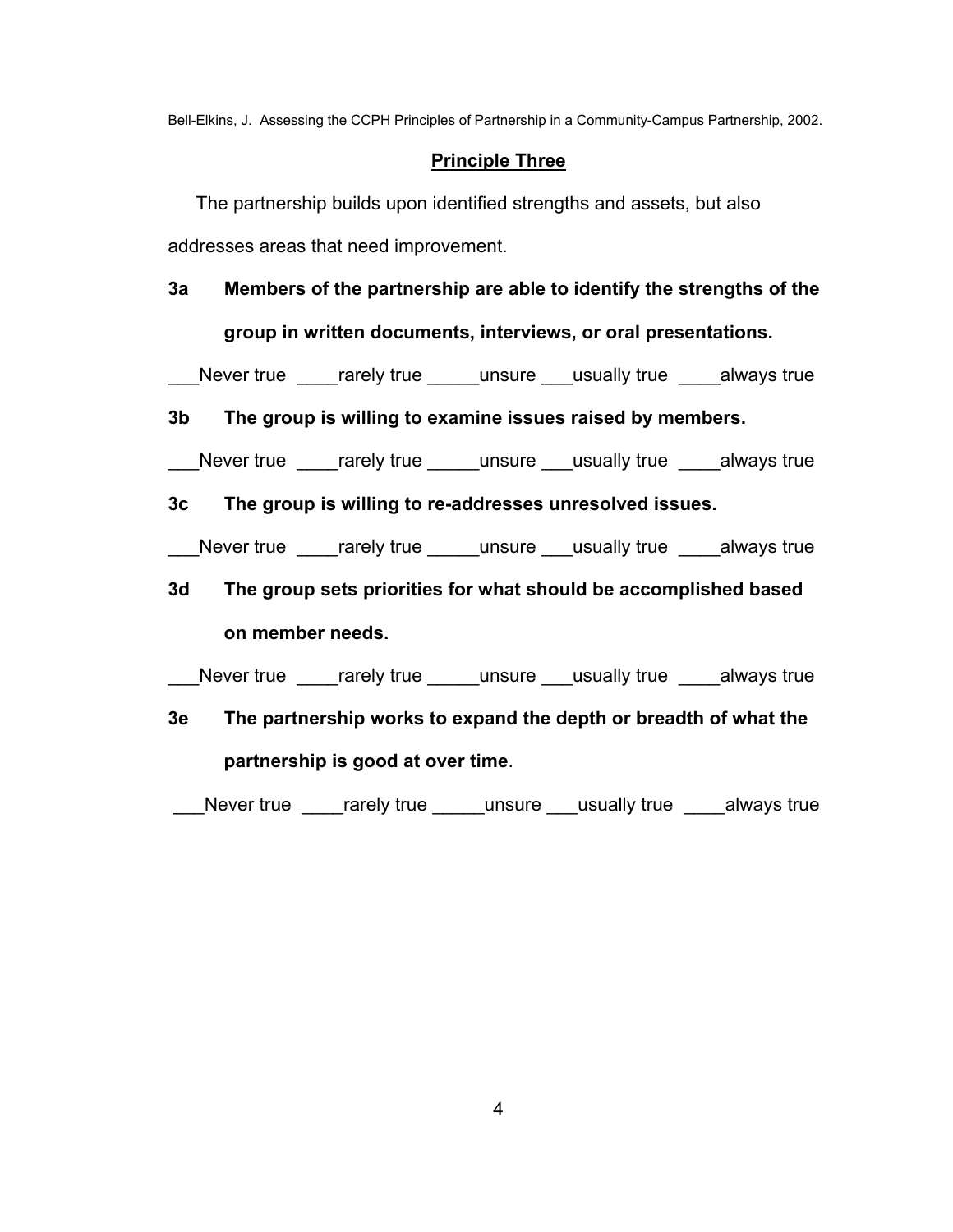## Principle Three

The partnership builds upon identified strengths and assets, but also addresses areas that need improvement.

**3a Members of the partnership are able to identify the strengths of the group in written documents, interviews, or oral presentations.**

___Never true ____rarely true _____unsure ___usually true ____always true

**3b The group is willing to examine issues raised by members.**

___Never true ____rarely true _____unsure ___usually true ____always true

**3c The group is willing to re-addresses unresolved issues.**

___Never true ____rarely true _____unsure ___usually true ____always true

**3d The group sets priorities for what should be accomplished based on member needs.**

___Never true ____rarely true _____unsure ___usually true ____always true

**3e The partnership works to expand the depth or breadth of what the partnership is good at over time**.

___Never true ____rarely true _____unsure ___usually true ____always true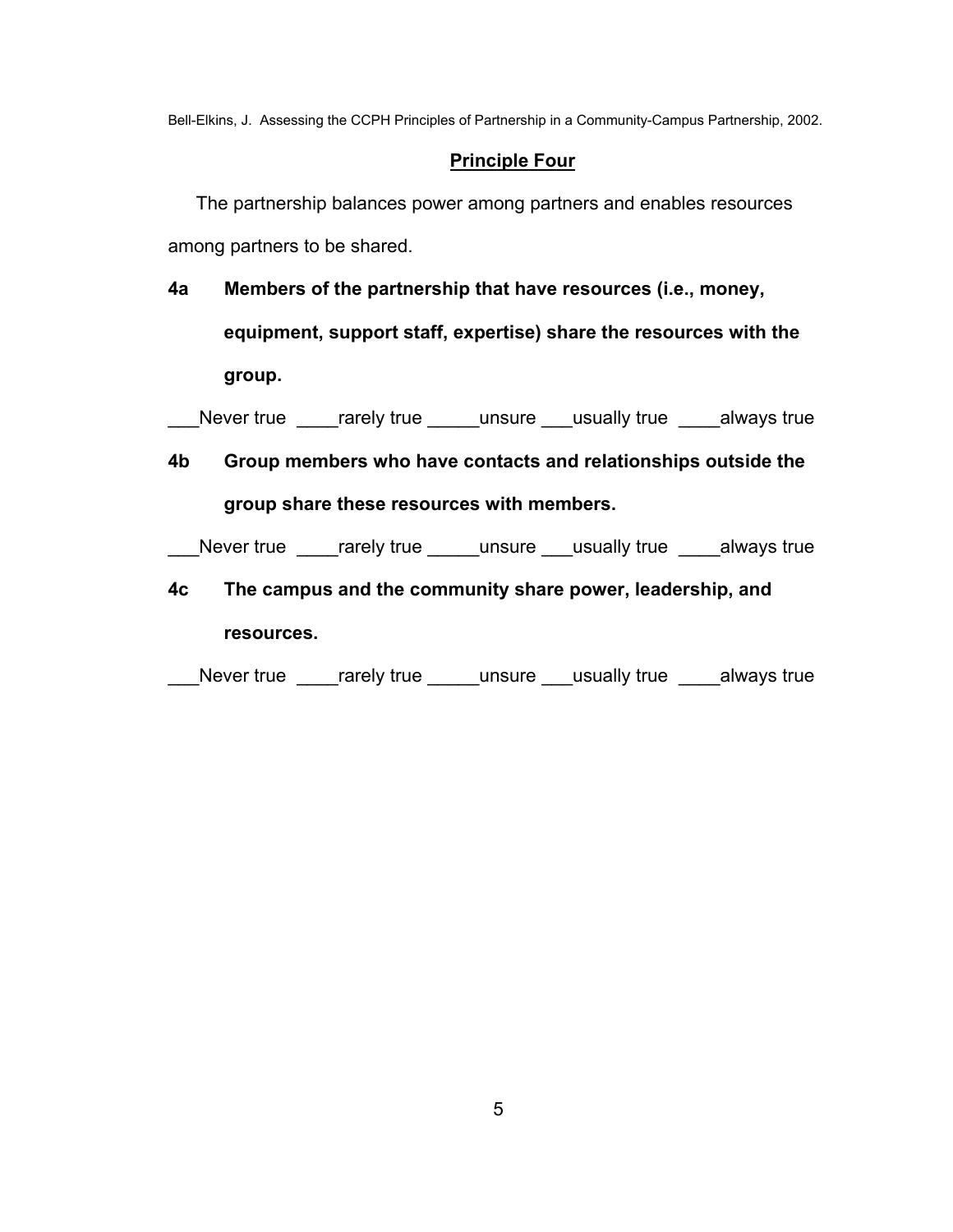## Principle Four

The partnership balances power among partners and enables resources among partners to be shared.

**4a Members of the partnership that have resources (i.e., money, equipment, support staff, expertise) share the resources with the group.**

___Never true ____rarely true _____unsure ___usually true ____always true

**4b Group members who have contacts and relationships outside the group share these resources with members.**

___Never true ____rarely true _____unsure ___usually true ____always true

**4c The campus and the community share power, leadership, and resources.**

___Never true ____rarely true _____unsure ___usually true ____always true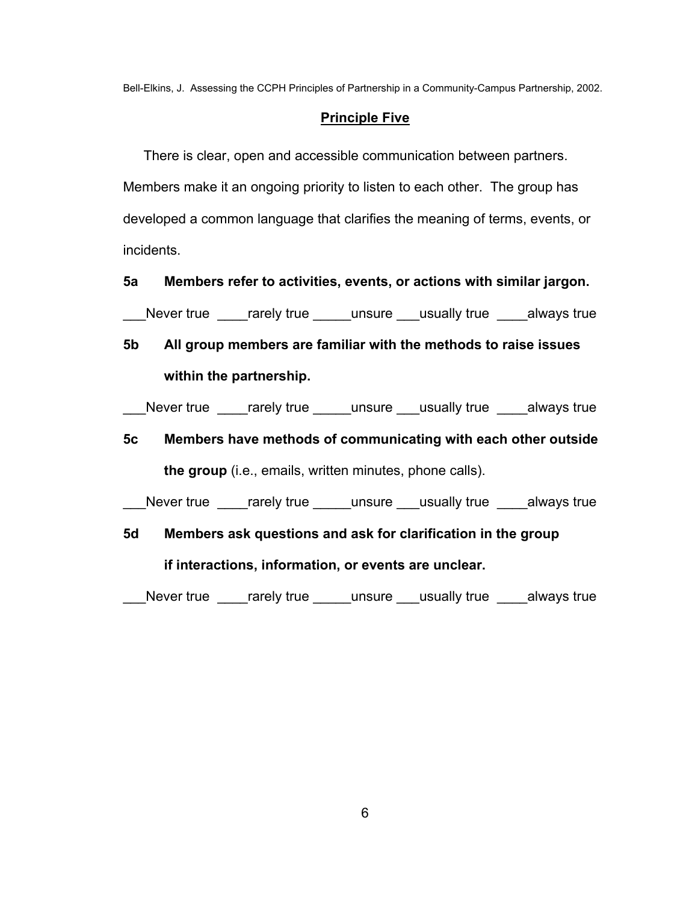## Principle Five

There is clear, open and accessible communication between partners. Members make it an ongoing priority to listen to each other. The group has developed a common language that clarifies the meaning of terms, events, or incidents.

**5a Members refer to activities, events, or actions with similar jargon.**

___Never true ____rarely true _____unsure ___usually true ____always true

**5b All group members are familiar with the methods to raise issues within the partnership.**

___Never true ____rarely true _____unsure ___usually true ____always true

**5c Members have methods of communicating with each other outside the group** (i.e., emails, written minutes, phone calls).

___Never true ____rarely true _____unsure ___usually true ____always true

**5d Members ask questions and ask for clarification in the group if interactions, information, or events are unclear.**

___Never true ____rarely true _____unsure ___usually true ____always true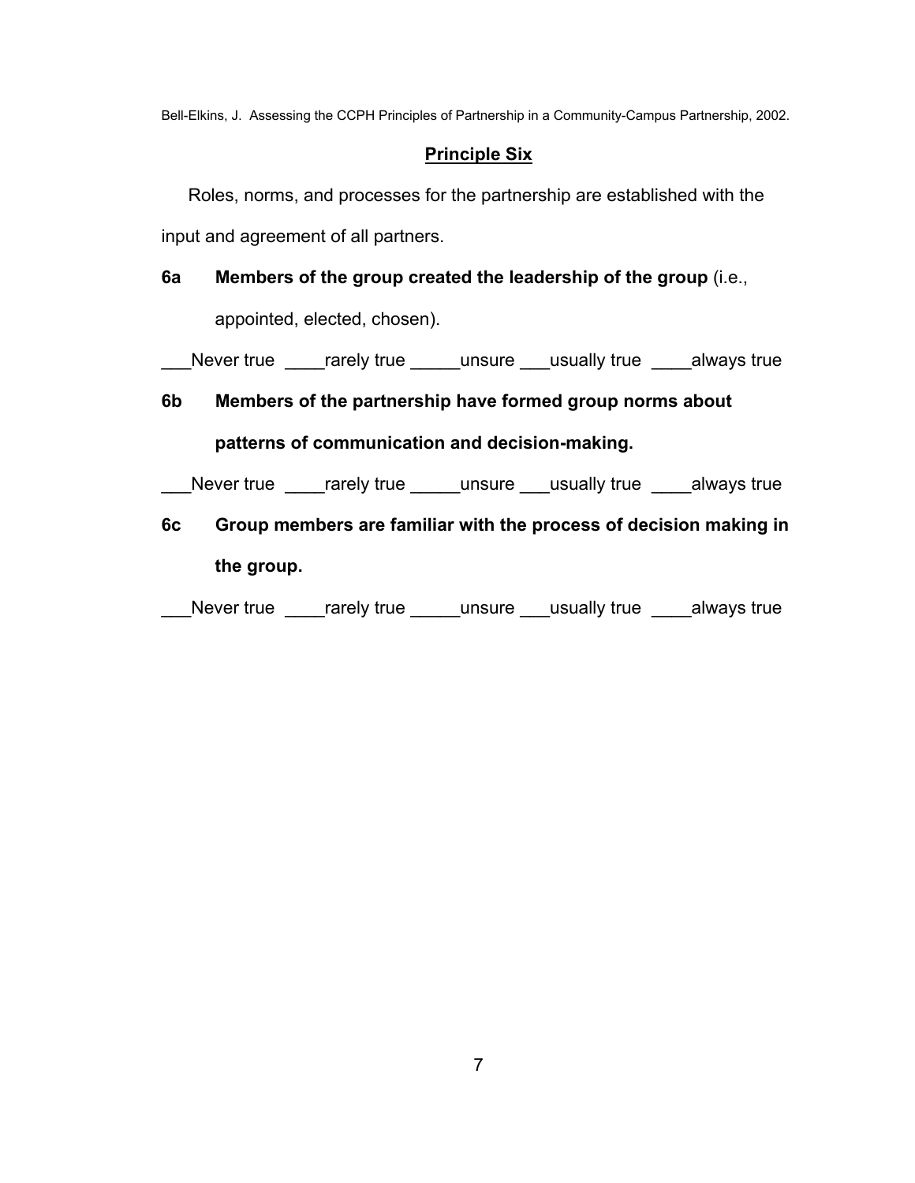## Principle Six

Roles, norms, and processes for the partnership are established with the input and agreement of all partners.

**6a Members of the group created the leadership of the group** (i.e., appointed, elected, chosen).

___Never true ____rarely true _____unsure ___usually true ____always true

**6b Members of the partnership have formed group norms about patterns of communication and decision-making.**

___Never true ____rarely true _____unsure ___usually true ____always true

**6c Group members are familiar with the process of decision making in the group.**

___Never true ____rarely true _____unsure ___usually true ____always true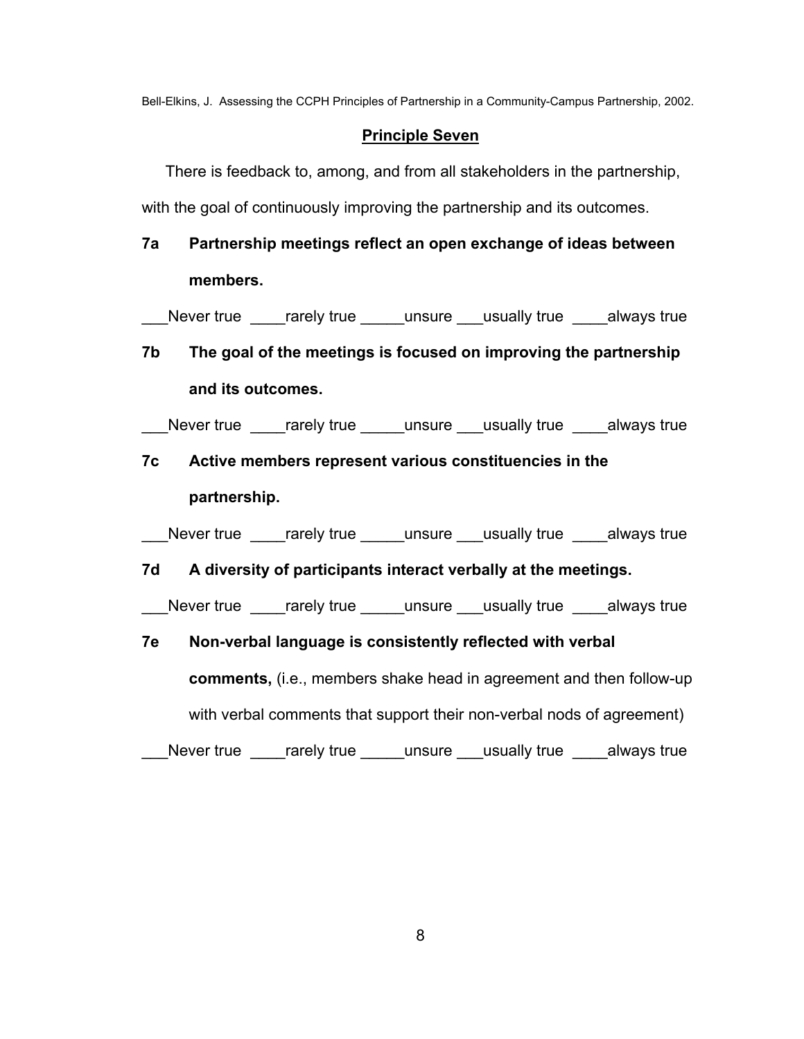## Principle Seven

There is feedback to, among, and from all stakeholders in the partnership, with the goal of continuously improving the partnership and its outcomes.

**7a Partnership meetings reflect an open exchange of ideas between members.**

___Never true ____rarely true _____unsure ___usually true ____always true

**7b The goal of the meetings is focused on improving the partnership and its outcomes.**

___Never true ____rarely true _____unsure ___usually true ____always true

**7c Active members represent various constituencies in the partnership.**

___Never true ____rarely true _____unsure ___usually true ____always true

**7d A diversity of participants interact verbally at the meetings.**

___Never true ____rarely true _____unsure ___usually true ____always true

**7e Non-verbal language is consistently reflected with verbal comments,** (i.e., members shake head in agreement and then follow-up with verbal comments that support their non-verbal nods of agreement)

___Never true ____rarely true _____unsure ___usually true ____always true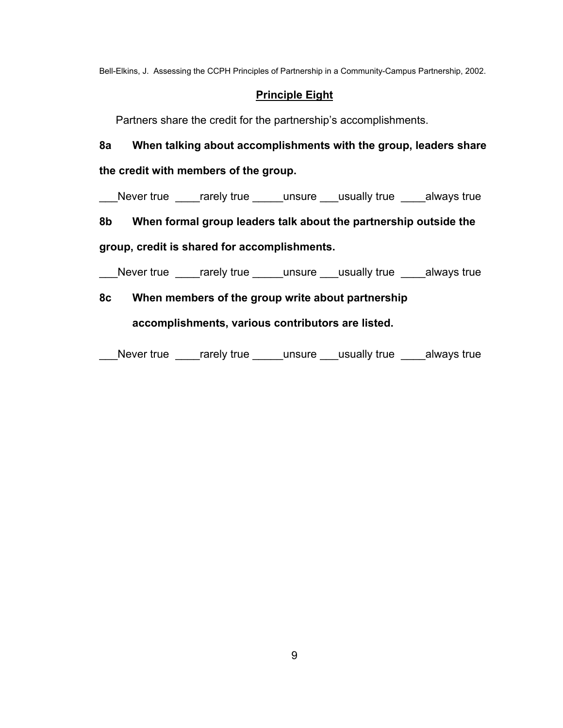## Principle Eight

Partners share the credit for the partnership's accomplishments.

**8a When talking about accomplishments with the group, leaders share the credit with members of the group.**

___Never true ____rarely true _____unsure ___usually true ____always true

**8b When formal group leaders talk about the partnership outside the group, credit is shared for accomplishments.**

___Never true ____rarely true _____unsure ___usually true ____always true

**8c When members of the group write about partnership accomplishments, various contributors are listed.**

___Never true ____rarely true _____unsure ___usually true ____always true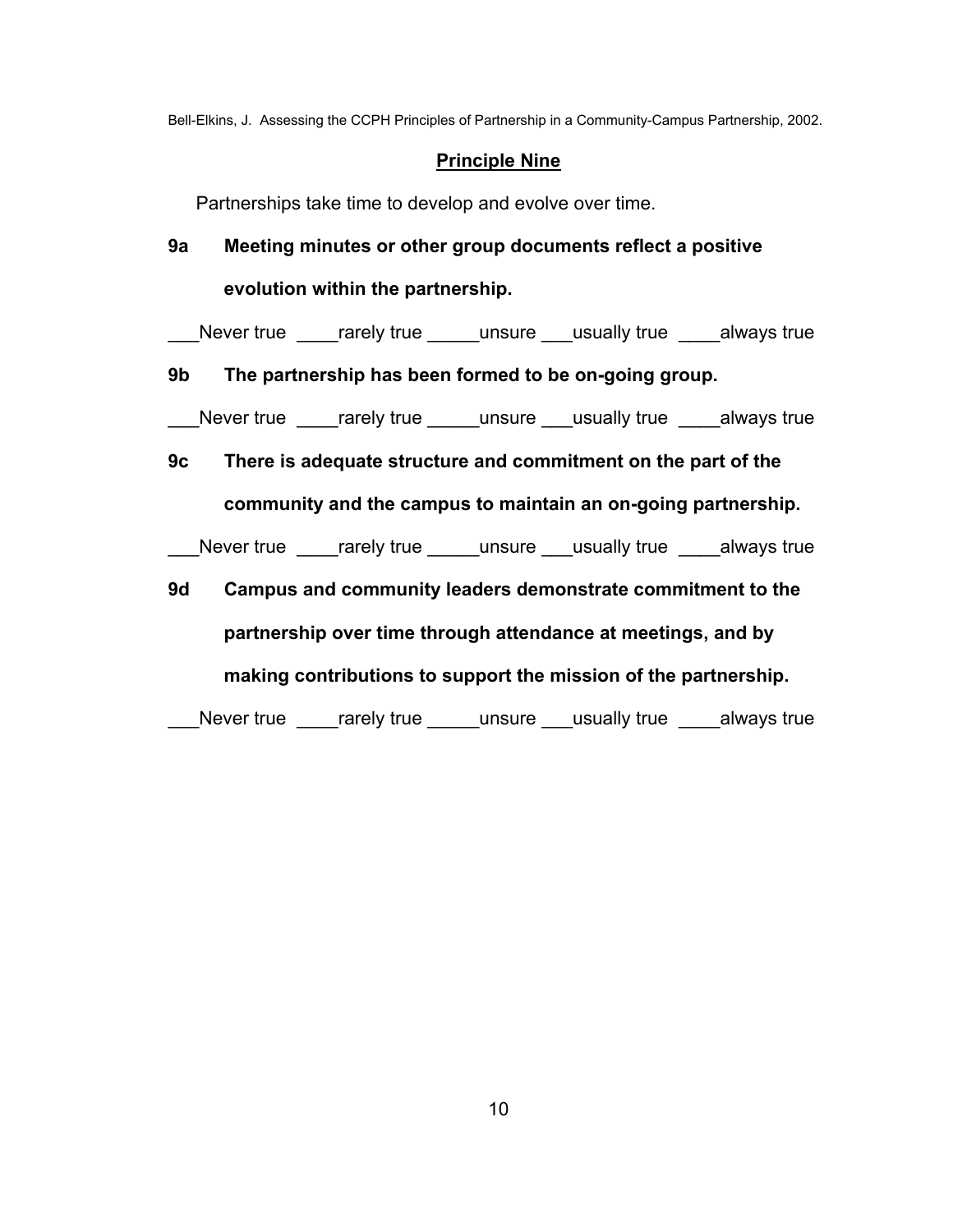## Principle Nine

Partnerships take time to develop and evolve over time.

**9a Meeting minutes or other group documents reflect a positive evolution within the partnership.**

___Never true ____rarely true _____unsure ___usually true ____always true

**9b The partnership has been formed to be on-going group.**

___Never true ____rarely true _____unsure ___usually true ____always true

**9c There is adequate structure and commitment on the part of the community and the campus to maintain an on-going partnership.**

___Never true ____rarely true _____unsure ___usually true ____always true

**9d Campus and community leaders demonstrate commitment to the partnership over time through attendance at meetings, and by making contributions to support the mission of the partnership.**

___Never true ____rarely true _____unsure ___usually true ____always true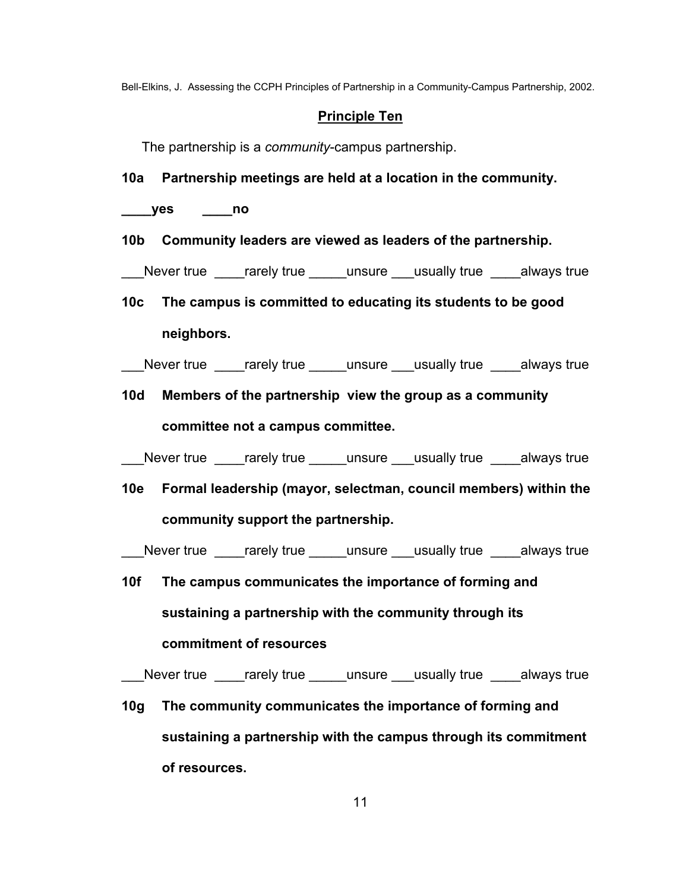## Principle Ten

The partnership is a *community*-campus partnership.

**10a Partnership meetings are held at a location in the community.**

**____yes ____no**

**10b Community leaders are viewed as leaders of the partnership.**

___Never true ____rarely true _____unsure ___usually true ____always true

**10c The campus is committed to educating its students to be good neighbors.**

___Never true ____rarely true _____unsure ___usually true ____always true

**10d Members of the partnership view the group as a community committee not a campus committee.**

___Never true ____rarely true _____unsure ___usually true ____always true

**10e Formal leadership (mayor, selectman, council members) within the community support the partnership.**

___Never true ____rarely true _____unsure ___usually true ____always true

**10f The campus communicates the importance of forming and sustaining a partnership with the community through its commitment of resources**

___Never true ____rarely true _____unsure ___usually true ____always true

**10g The community communicates the importance of forming and sustaining a partnership with the campus through its commitment of resources.**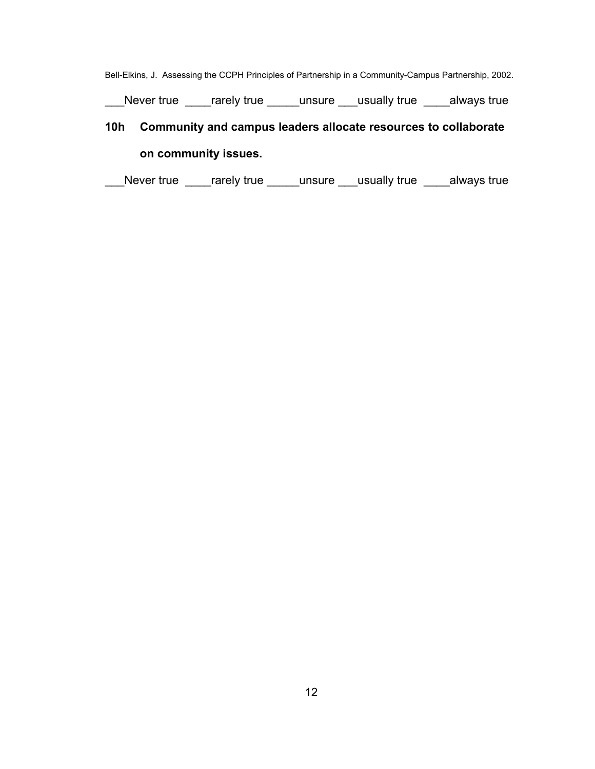___Never true ____rarely true _____unsure ___usually true ____always true

**10h Community and campus leaders allocate resources to collaborate on community issues.**

___Never true ____rarely true _____unsure ___usually true ____always true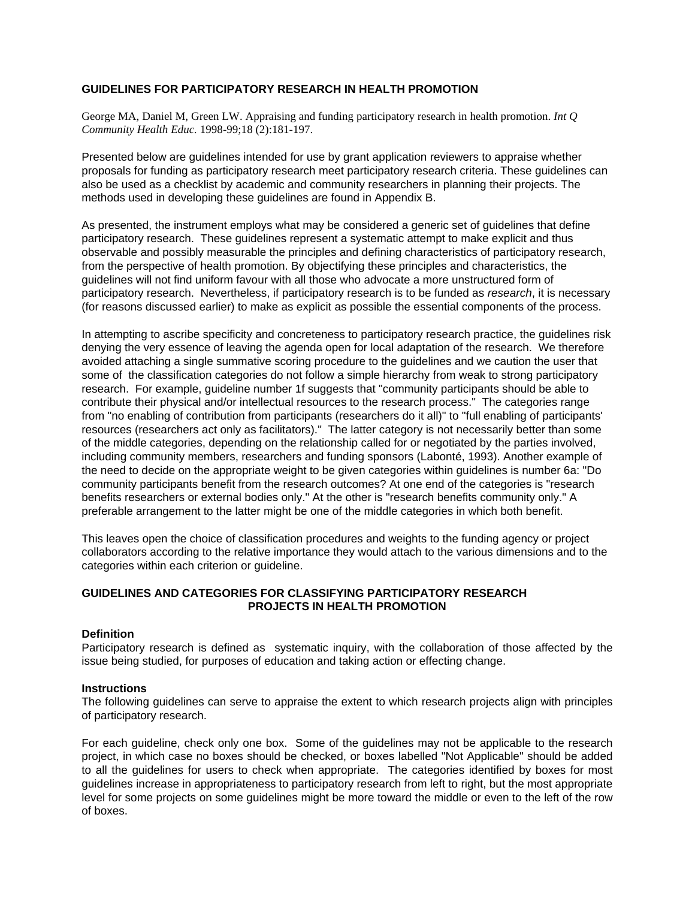## GUIDELINES FOR PARTICIPATORY RESEARCH IN HEALTH PROMOTION

George MA, Daniel M, Green LW. Appraising and funding participatory research in health promotion. *Int Q Community Health Educ.* 1998-99;18 (2):181-197.

Presented below are guidelines intended for use by grant application reviewers to appraise whether proposals for funding as participatory research meet participatory research criteria. These guidelines can also be used as a checklist by academic and community researchers in planning their projects. The methods used in developing these guidelines are found in Appendix B.

As presented, the instrument employs what may be considered a generic set of guidelines that define participatory research. These guidelines represent a systematic attempt to make explicit and thus observable and possibly measurable the principles and defining characteristics of participatory research, from the perspective of health promotion. By objectifying these principles and characteristics, the guidelines will not find uniform favour with all those who advocate a more unstructured form of participatory research. Nevertheless, if participatory research is to be funded as *research*, it is necessary (for reasons discussed earlier) to make as explicit as possible the essential components of the process.

In attempting to ascribe specificity and concreteness to participatory research practice, the guidelines risk denying the very essence of leaving the agenda open for local adaptation of the research. We therefore avoided attaching a single summative scoring procedure to the guidelines and we caution the user that some of the classification categories do not follow a simple hierarchy from weak to strong participatory research. For example, guideline number 1f suggests that "community participants should be able to contribute their physical and/or intellectual resources to the research process." The categories range from "no enabling of contribution from participants (researchers do it all)" to "full enabling of participants' resources (researchers act only as facilitators)." The latter category is not necessarily better than some of the middle categories, depending on the relationship called for or negotiated by the parties involved, including community members, researchers and funding sponsors (Labonté, 1993). Another example of the need to decide on the appropriate weight to be given categories within guidelines is number 6a: "Do community participants benefit from the research outcomes? At one end of the categories is "research benefits researchers or external bodies only." At the other is "research benefits community only." A preferable arrangement to the latter might be one of the middle categories in which both benefit.

This leaves open the choice of classification procedures and weights to the funding agency or project collaborators according to the relative importance they would attach to the various dimensions and to the categories within each criterion or guideline.

### GUIDELINES AND CATEGORIES FOR CLASSIFYING PARTICIPATORY RESEARCH PROJECTS IN HEALTH PROMOTION

**Definition**

Participatory research is defined as systematic inquiry, with the collaboration of those affected by the issue being studied, for purposes of education and taking action or effecting change.

**Instructions**

The following guidelines can serve to appraise the extent to which research projects align with principles of participatory research.

For each guideline, check only one box. Some of the guidelines may not be applicable to the research project, in which case no boxes should be checked, or boxes labelled "Not Applicable" should be added to all the guidelines for users to check when appropriate. The categories identified by boxes for most guidelines increase in appropriateness to participatory research from left to right, but the most appropriate level for some projects on some guidelines might be more toward the middle or even to the left of the row of boxes.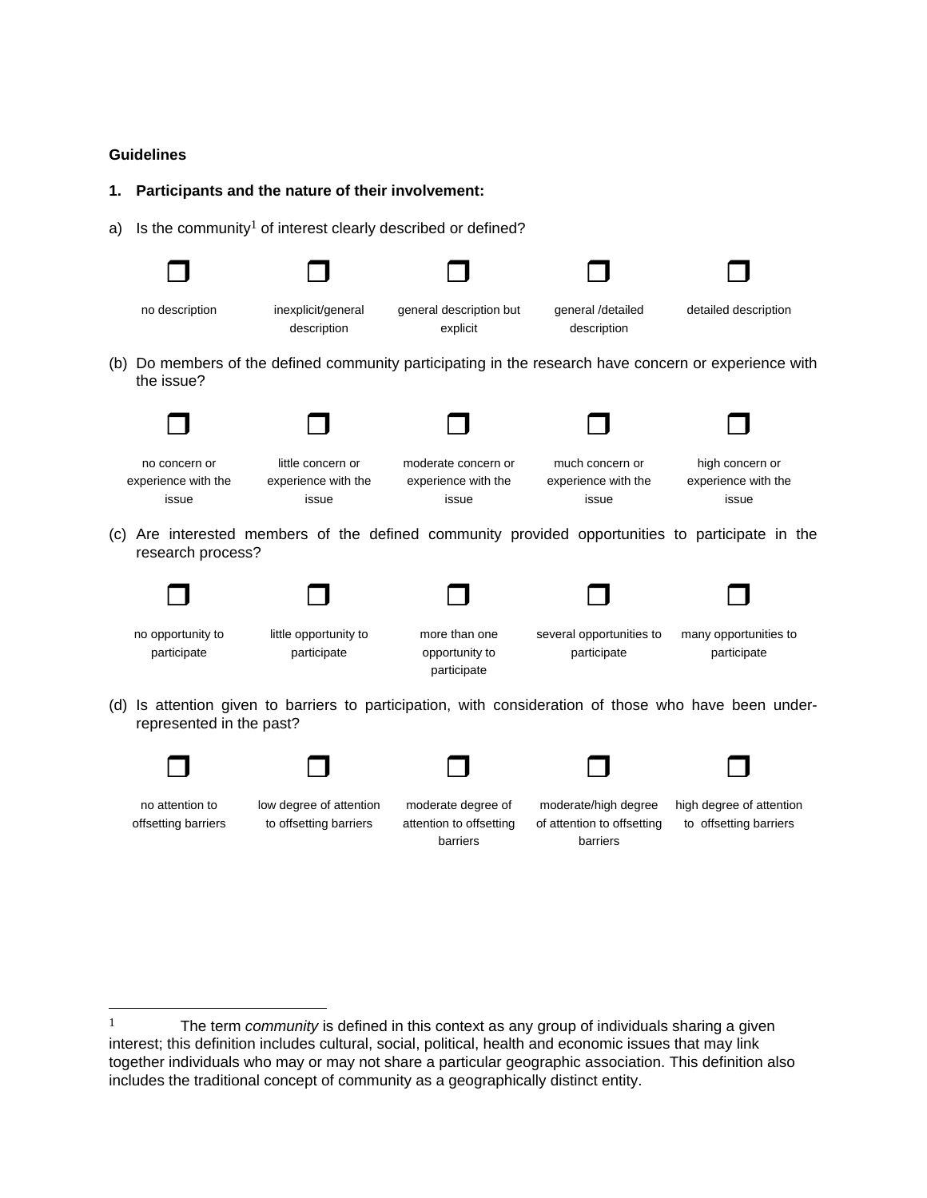**Guidelines**

**1. Participants and the nature of their involvement:**

a) Is the community[1] of interest clearly described or defined?

| ❐ | ❐ | ❐ | ❐ | ❐ |
|---|---|---|---|---|
| no description | inexplicit/general description | general description but explicit | general /detailed description | detailed description |

(b) Do members of the defined community participating in the research have concern or experience with the issue?

| ❐ | ❐ | ❐ | ❐ | ❐ |
|---|---|---|---|---|
| no concern or experience with the issue | little concern or experience with the issue | moderate concern or experience with the issue | much concern or experience with the issue | high concern or experience with the issue |

(c) Are interested members of the defined community provided opportunities to participate in the research process?

| ❐ | ❐ | ❐ | ❐ | ❐ |
|---|---|---|---|---|
| no opportunity to participate | little opportunity to participate | more than one opportunity to participate | several opportunities to participate | many opportunities to participate |

(d) Is attention given to barriers to participation, with consideration of those who have been under-represented in the past?

| ❐ | ❐ | ❐ | ❐ | ❐ |
|---|---|---|---|---|
| no attention to offsetting barriers | low degree of attention to offsetting barriers | moderate degree of attention to offsetting barriers | moderate/high degree of attention to offsetting barriers | high degree of attention to offsetting barriers |

---

[1] The term *community* is defined in this context as any group of individuals sharing a given interest; this definition includes cultural, social, political, health and economic issues that may link together individuals who may or may not share a particular geographic association. This definition also includes the traditional concept of community as a geographically distinct entity.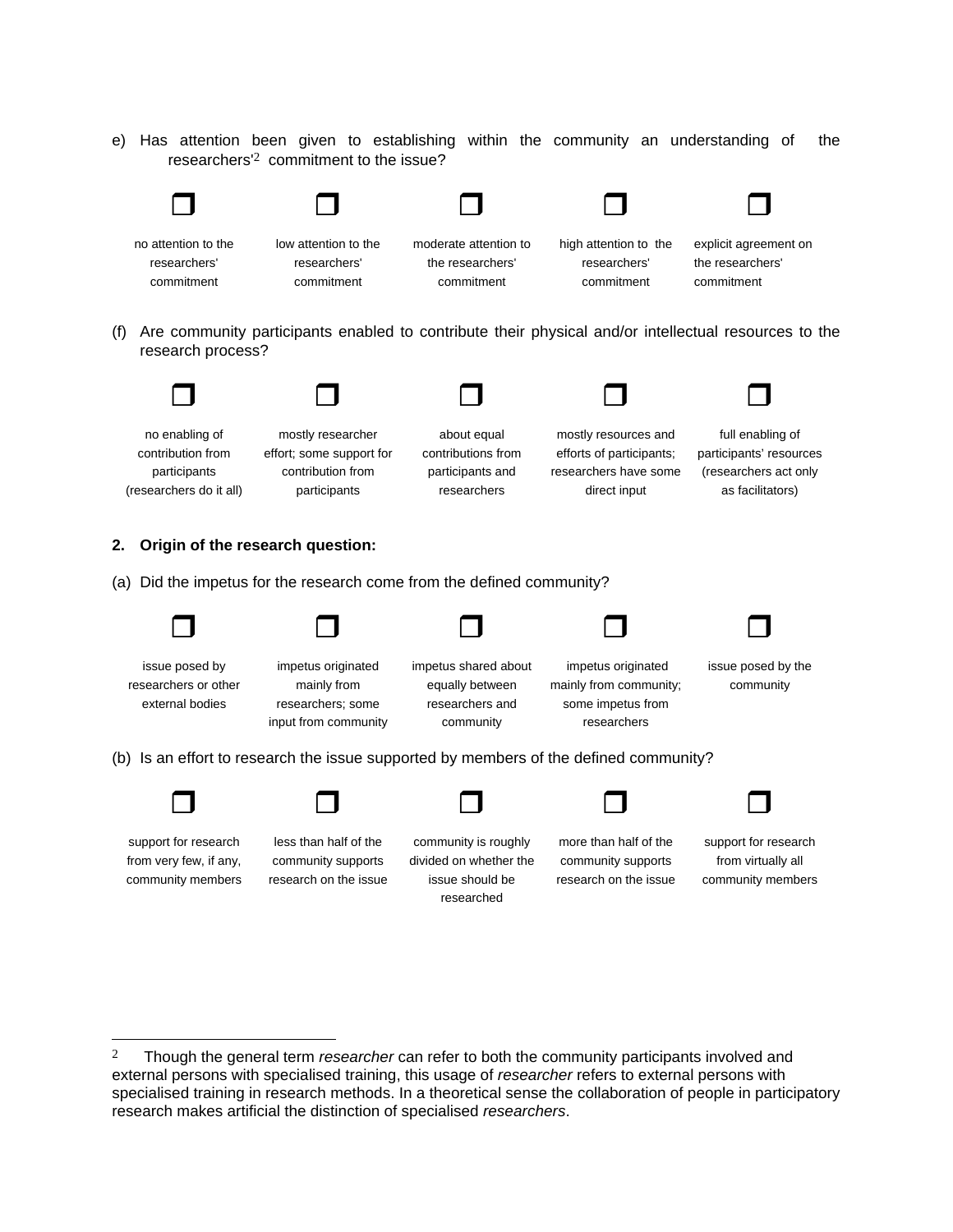e) Has attention been given to establishing within the community an understanding of the researchers'[2] commitment to the issue?

| ❒ | ❒ | ❒ | ❒ | ❒ |
|---|---|---|---|---|
| no attention to the researchers' commitment | low attention to the researchers' commitment | moderate attention to the researchers' commitment | high attention to the researchers' commitment | explicit agreement on the researchers' commitment |

(f) Are community participants enabled to contribute their physical and/or intellectual resources to the research process?

| ❒ | ❒ | ❒ | ❒ | ❒ |
|---|---|---|---|---|
| no enabling of contribution from participants (researchers do it all) | mostly researcher effort; some support for contribution from participants | about equal contributions from participants and researchers | mostly resources and efforts of participants; researchers have some direct input | full enabling of participants' resources (researchers act only as facilitators) |

**2. Origin of the research question:**

(a) Did the impetus for the research come from the defined community?

| ❒ | ❒ | ❒ | ❒ | ❒ |
|---|---|---|---|---|
| issue posed by researchers or other external bodies | impetus originated mainly from researchers; some input from community | impetus shared about equally between researchers and community | impetus originated mainly from community; some impetus from researchers | issue posed by the community |

(b) Is an effort to research the issue supported by members of the defined community?

| ❒ | ❒ | ❒ | ❒ | ❒ |
|---|---|---|---|---|
| support for research from very few, if any, community members | less than half of the community supports research on the issue | community is roughly divided on whether the issue should be researched | more than half of the community supports research on the issue | support for research from virtually all community members |

---

[2] Though the general term *researcher* can refer to both the community participants involved and external persons with specialised training, this usage of *researcher* refers to external persons with specialised training in research methods. In a theoretical sense the collaboration of people in participatory research makes artificial the distinction of specialised *researchers*.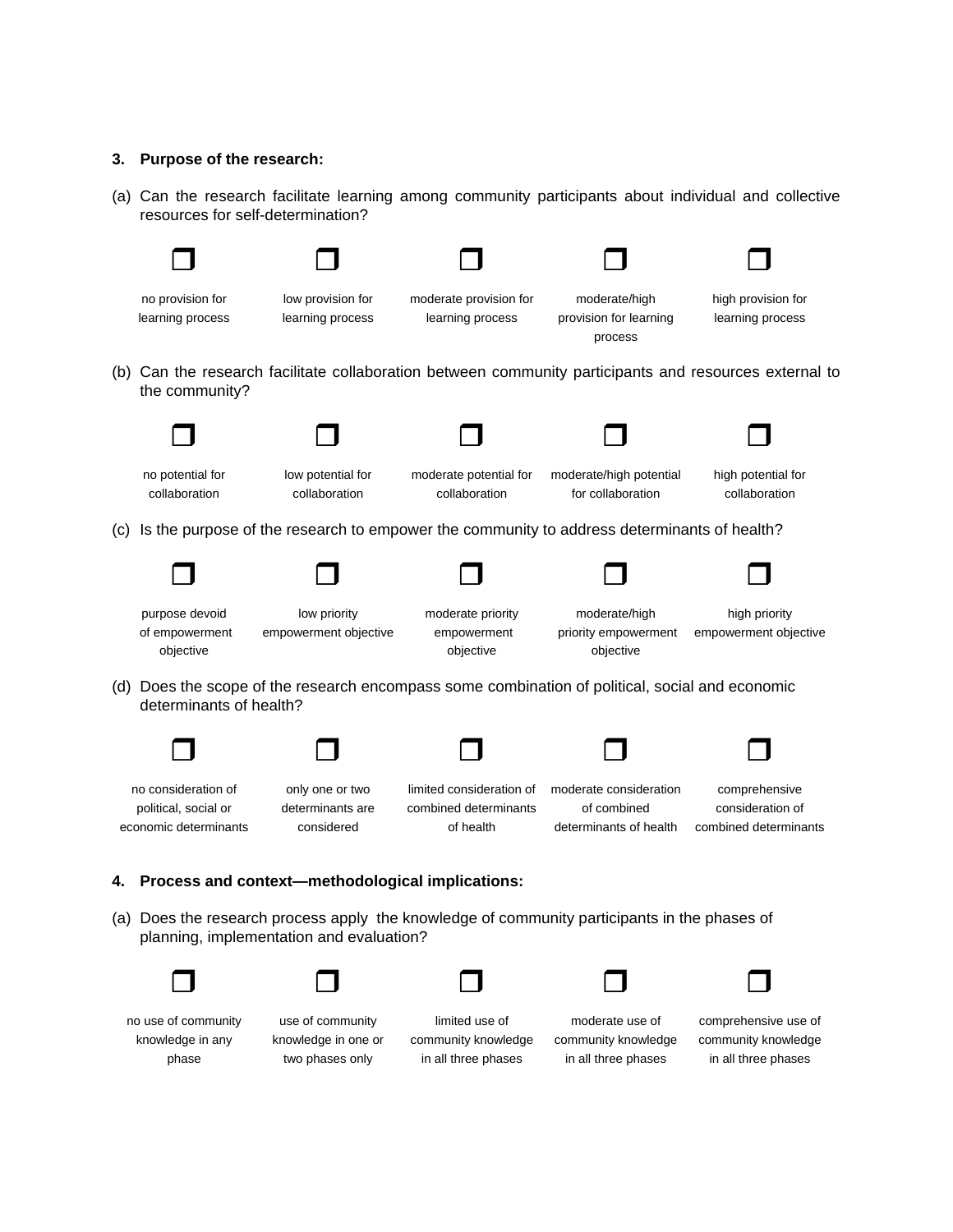**3. Purpose of the research:**

(a) Can the research facilitate learning among community participants about individual and collective resources for self-determination?

| ❒ | ❒ | ❒ | ❒ | ❒ |
|---|---|---|---|---|
| no provision for learning process | low provision for learning process | moderate provision for learning process | moderate/high provision for learning process | high provision for learning process |

(b) Can the research facilitate collaboration between community participants and resources external to the community?

| ❒ | ❒ | ❒ | ❒ | ❒ |
|---|---|---|---|---|
| no potential for collaboration | low potential for collaboration | moderate potential for collaboration | moderate/high potential for collaboration | high potential for collaboration |

(c) Is the purpose of the research to empower the community to address determinants of health?

| ❒ | ❒ | ❒ | ❒ | ❒ |
|---|---|---|---|---|
| purpose devoid of empowerment objective | low priority empowerment objective | moderate priority empowerment objective | moderate/high priority empowerment objective | high priority empowerment objective |

(d) Does the scope of the research encompass some combination of political, social and economic determinants of health?

| ❒ | ❒ | ❒ | ❒ | ❒ |
|---|---|---|---|---|
| no consideration of political, social or economic determinants | only one or two determinants are considered | limited consideration of combined determinants of health | moderate consideration of combined determinants of health | comprehensive consideration of combined determinants |

**4. Process and context—methodological implications:**

(a) Does the research process apply the knowledge of community participants in the phases of planning, implementation and evaluation?

| ❒ | ❒ | ❒ | ❒ | ❒ |
|---|---|---|---|---|
| no use of community knowledge in any phase | use of community knowledge in one or two phases only | limited use of community knowledge in all three phases | moderate use of community knowledge in all three phases | comprehensive use of community knowledge in all three phases |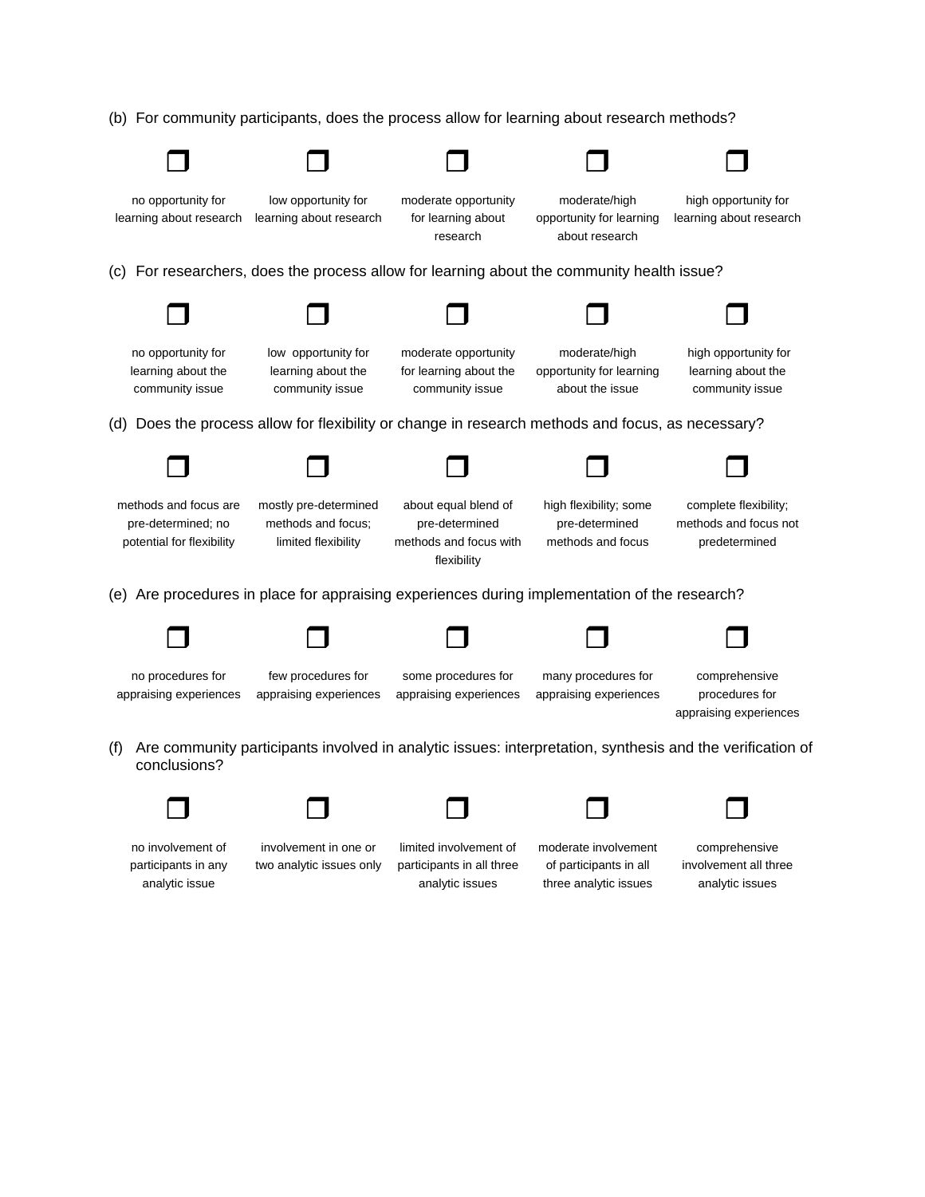(b) For community participants, does the process allow for learning about research methods?

| ❐ | ❐ | ❐ | ❐ | ❐ |
|---|---|---|---|---|
| no opportunity for learning about research | low opportunity for learning about research | moderate opportunity for learning about research | moderate/high opportunity for learning about research | high opportunity for learning about research |

(c) For researchers, does the process allow for learning about the community health issue?

| ❐ | ❐ | ❐ | ❐ | ❐ |
|---|---|---|---|---|
| no opportunity for learning about the community issue | low opportunity for learning about the community issue | moderate opportunity for learning about the community issue | moderate/high opportunity for learning about the issue | high opportunity for learning about the community issue |

(d) Does the process allow for flexibility or change in research methods and focus, as necessary?

| ❐ | ❐ | ❐ | ❐ | ❐ |
|---|---|---|---|---|
| methods and focus are pre-determined; no potential for flexibility | mostly pre-determined methods and focus; limited flexibility | about equal blend of pre-determined methods and focus with flexibility | high flexibility; some pre-determined methods and focus | complete flexibility; methods and focus not predetermined |

(e) Are procedures in place for appraising experiences during implementation of the research?

| ❐ | ❐ | ❐ | ❐ | ❐ |
|---|---|---|---|---|
| no procedures for appraising experiences | few procedures for appraising experiences | some procedures for appraising experiences | many procedures for appraising experiences | comprehensive procedures for appraising experiences |

(f) Are community participants involved in analytic issues: interpretation, synthesis and the verification of conclusions?

| ❐ | ❐ | ❐ | ❐ | ❐ |
|---|---|---|---|---|
| no involvement of participants in any analytic issue | involvement in one or two analytic issues only | limited involvement of participants in all three analytic issues | moderate involvement of participants in all three analytic issues | comprehensive involvement all three analytic issues |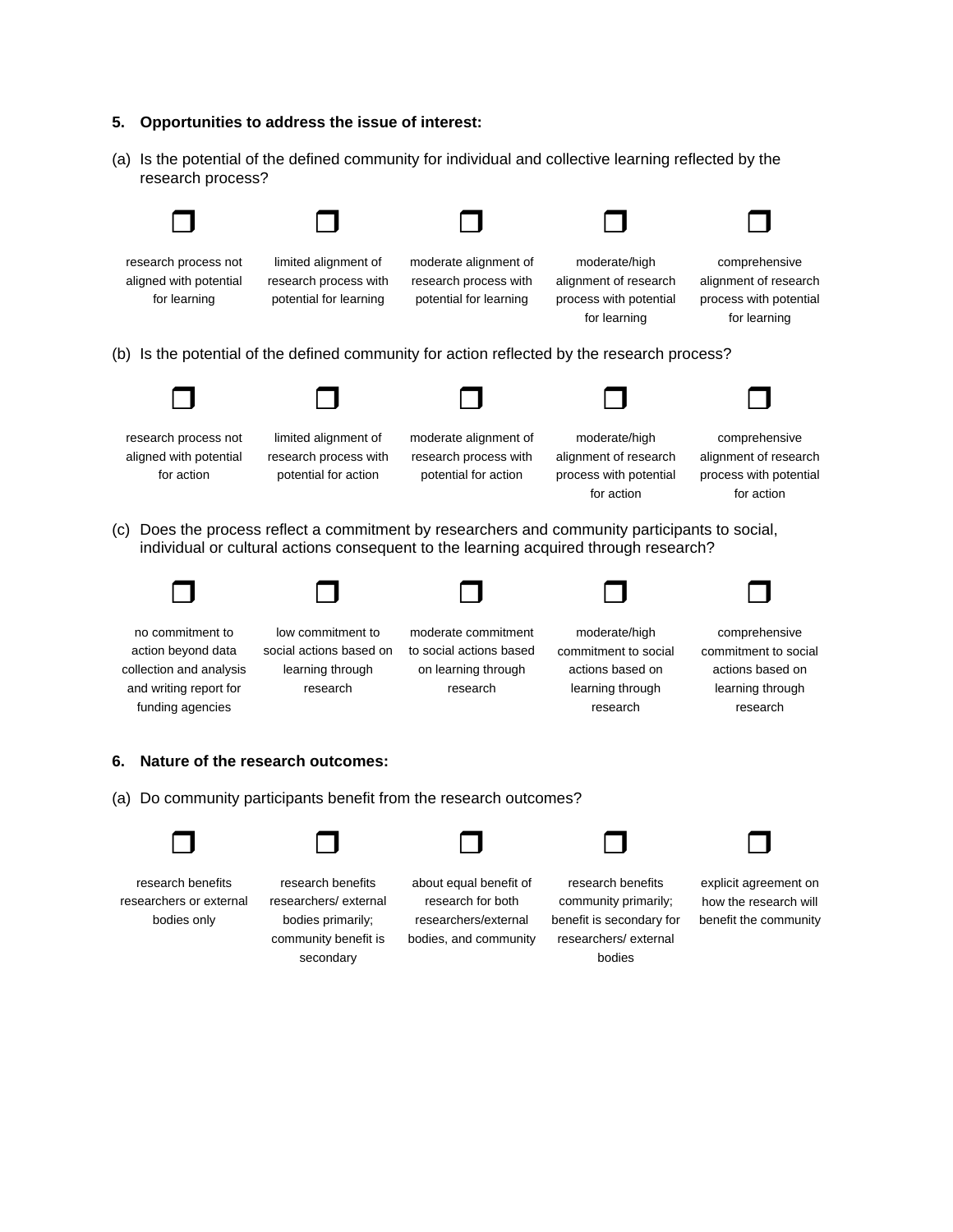**5. Opportunities to address the issue of interest:**

(a) Is the potential of the defined community for individual and collective learning reflected by the research process?

| ❒ | ❒ | ❒ | ❒ | ❒ |
|---|---|---|---|---|
| research process not aligned with potential for learning | limited alignment of research process with potential for learning | moderate alignment of research process with potential for learning | moderate/high alignment of research process with potential for learning | comprehensive alignment of research process with potential for learning |

(b) Is the potential of the defined community for action reflected by the research process?

| ❒ | ❒ | ❒ | ❒ | ❒ |
|---|---|---|---|---|
| research process not aligned with potential for action | limited alignment of research process with potential for action | moderate alignment of research process with potential for action | moderate/high alignment of research process with potential for action | comprehensive alignment of research process with potential for action |

(c) Does the process reflect a commitment by researchers and community participants to social, individual or cultural actions consequent to the learning acquired through research?

| ❒ | ❒ | ❒ | ❒ | ❒ |
|---|---|---|---|---|
| no commitment to action beyond data collection and analysis and writing report for funding agencies | low commitment to social actions based on learning through research | moderate commitment to social actions based on learning through research | moderate/high commitment to social actions based on learning through research | comprehensive commitment to social actions based on learning through research |

**6. Nature of the research outcomes:**

(a) Do community participants benefit from the research outcomes?

| ❒ | ❒ | ❒ | ❒ | ❒ |
|---|---|---|---|---|
| research benefits researchers or external bodies only | research benefits researchers/ external bodies primarily; community benefit is secondary | about equal benefit of research for both researchers/external bodies, and community | research benefits community primarily; benefit is secondary for researchers/ external bodies | explicit agreement on how the research will benefit the community |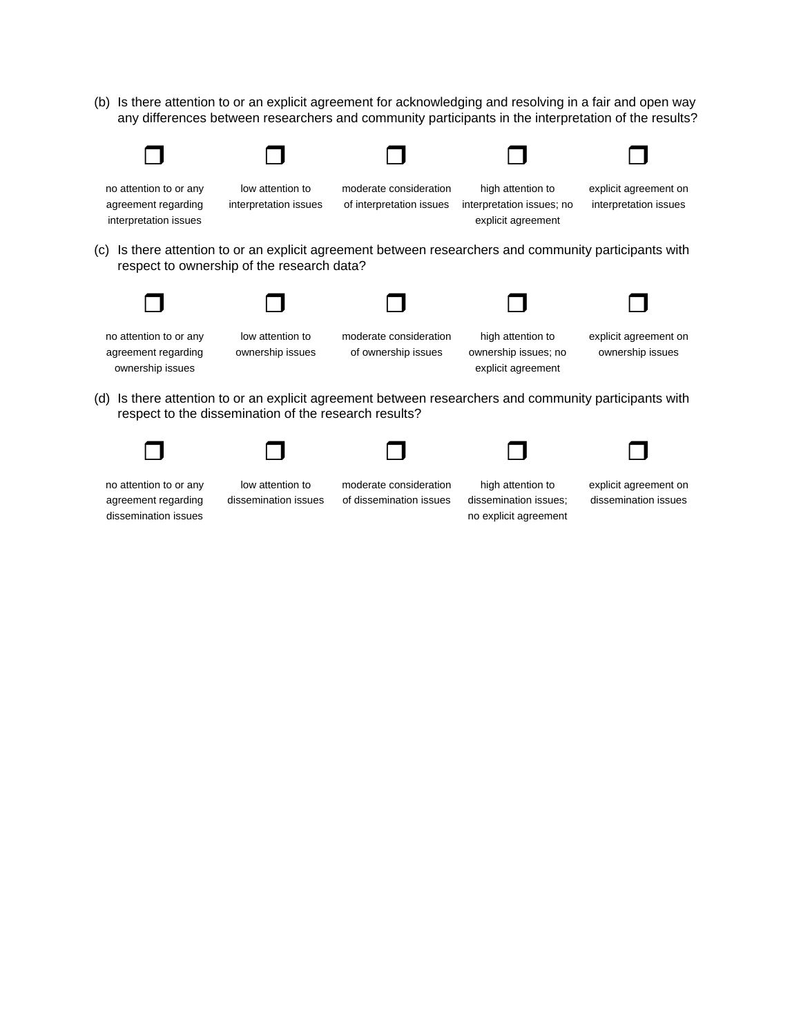(b) Is there attention to or an explicit agreement for acknowledging and resolving in a fair and open way any differences between researchers and community participants in the interpretation of the results?

| ❒ | ❒ | ❒ | ❒ | ❒ |
|---|---|---|---|---|
| no attention to or any agreement regarding interpretation issues | low attention to interpretation issues | moderate consideration of interpretation issues | high attention to interpretation issues; no explicit agreement | explicit agreement on interpretation issues |

(c) Is there attention to or an explicit agreement between researchers and community participants with respect to ownership of the research data?

| ❒ | ❒ | ❒ | ❒ | ❒ |
|---|---|---|---|---|
| no attention to or any agreement regarding ownership issues | low attention to ownership issues | moderate consideration of ownership issues | high attention to ownership issues; no explicit agreement | explicit agreement on ownership issues |

(d) Is there attention to or an explicit agreement between researchers and community participants with respect to the dissemination of the research results?

| ❒ | ❒ | ❒ | ❒ | ❒ |
|---|---|---|---|---|
| no attention to or any agreement regarding dissemination issues | low attention to dissemination issues | moderate consideration of dissemination issues | high attention to dissemination issues; no explicit agreement | explicit agreement on dissemination issues |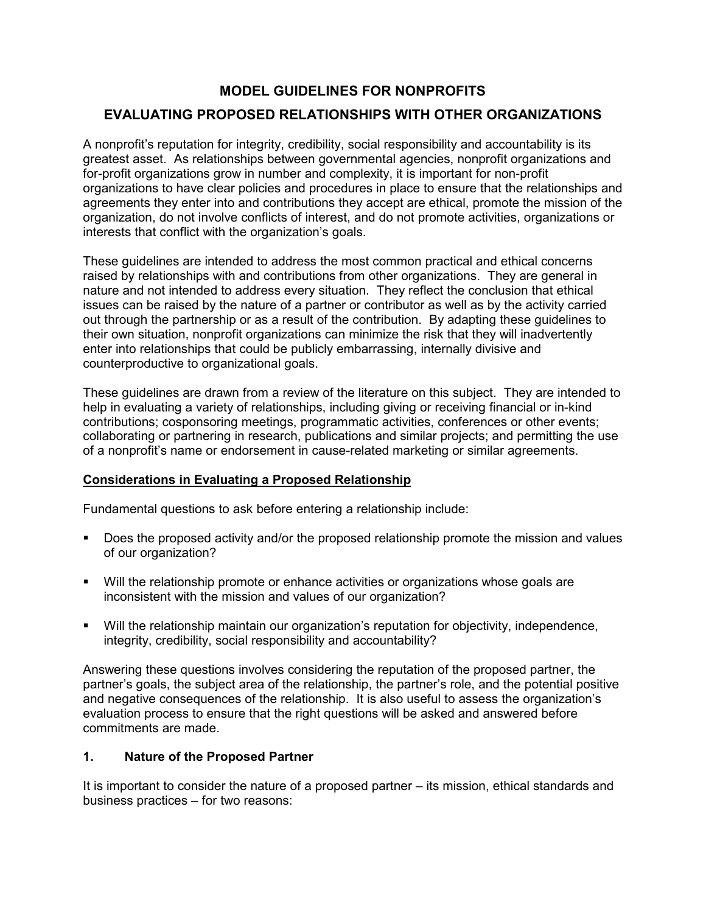# MODEL GUIDELINES FOR NONPROFITS

## EVALUATING PROPOSED RELATIONSHIPS WITH OTHER ORGANIZATIONS

A nonprofit's reputation for integrity, credibility, social responsibility and accountability is its greatest asset. As relationships between governmental agencies, nonprofit organizations and for-profit organizations grow in number and complexity, it is important for non-profit organizations to have clear policies and procedures in place to ensure that the relationships and agreements they enter into and contributions they accept are ethical, promote the mission of the organization, do not involve conflicts of interest, and do not promote activities, organizations or interests that conflict with the organization's goals.

These guidelines are intended to address the most common practical and ethical concerns raised by relationships with and contributions from other organizations. They are general in nature and not intended to address every situation. They reflect the conclusion that ethical issues can be raised by the nature of a partner or contributor as well as by the activity carried out through the partnership or as a result of the contribution. By adapting these guidelines to their own situation, nonprofit organizations can minimize the risk that they will inadvertently enter into relationships that could be publicly embarrassing, internally divisive and counterproductive to organizational goals.

These guidelines are drawn from a review of the literature on this subject. They are intended to help in evaluating a variety of relationships, including giving or receiving financial or in-kind contributions; cosponsoring meetings, programmatic activities, conferences or other events; collaborating or partnering in research, publications and similar projects; and permitting the use of a nonprofit's name or endorsement in cause-related marketing or similar agreements.

### Considerations in Evaluating a Proposed Relationship

Fundamental questions to ask before entering a relationship include:

- Does the proposed activity and/or the proposed relationship promote the mission and values of our organization?
- Will the relationship promote or enhance activities or organizations whose goals are inconsistent with the mission and values of our organization?
- Will the relationship maintain our organization's reputation for objectivity, independence, integrity, credibility, social responsibility and accountability?

Answering these questions involves considering the reputation of the proposed partner, the partner's goals, the subject area of the relationship, the partner's role, and the potential positive and negative consequences of the relationship. It is also useful to assess the organization's evaluation process to ensure that the right questions will be asked and answered before commitments are made.

### 1. Nature of the Proposed Partner

It is important to consider the nature of a proposed partner – its mission, ethical standards and business practices – for two reasons: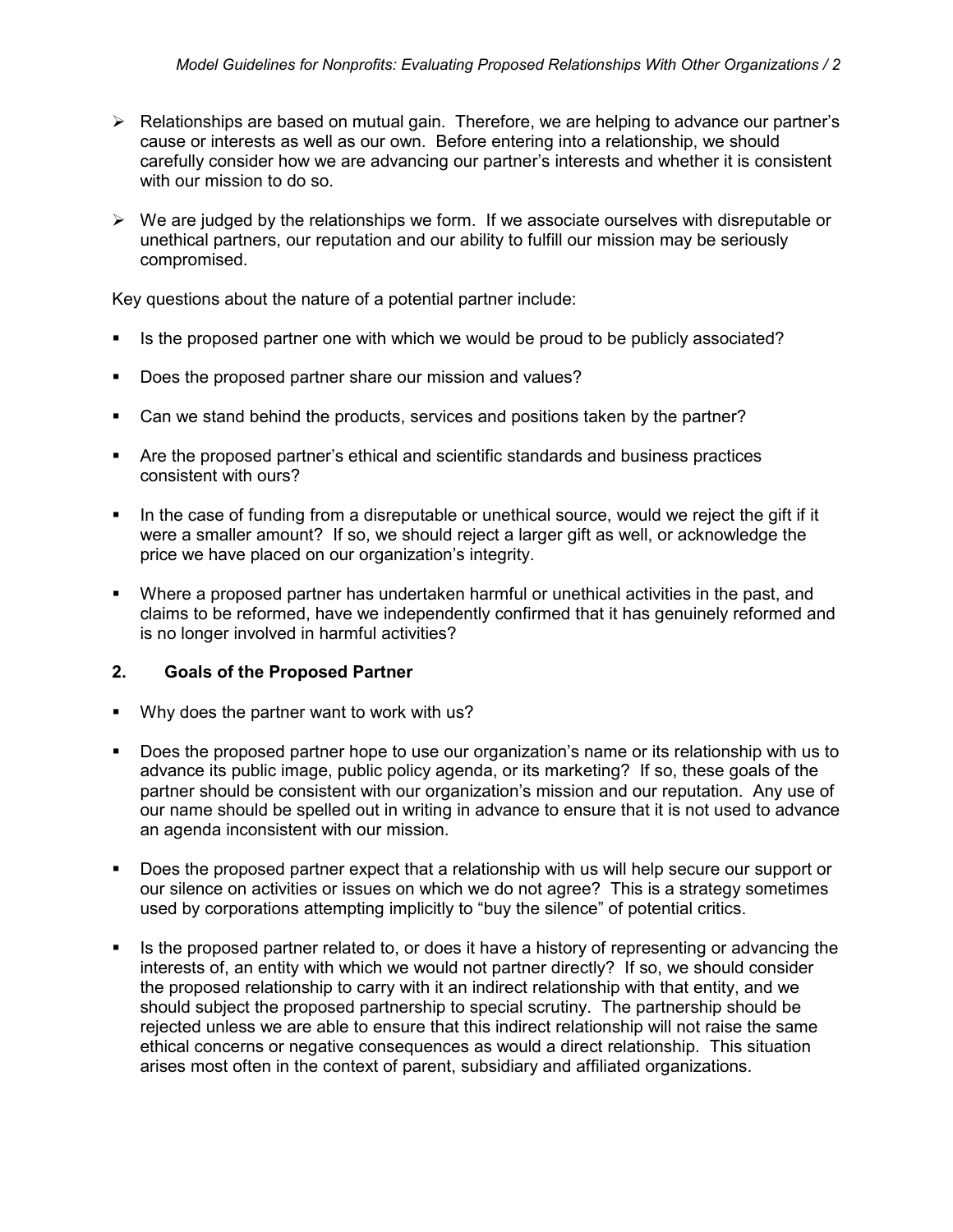- Relationships are based on mutual gain. Therefore, we are helping to advance our partner's cause or interests as well as our own. Before entering into a relationship, we should carefully consider how we are advancing our partner's interests and whether it is consistent with our mission to do so.

- We are judged by the relationships we form. If we associate ourselves with disreputable or unethical partners, our reputation and our ability to fulfill our mission may be seriously compromised.

Key questions about the nature of a potential partner include:

- Is the proposed partner one with which we would be proud to be publicly associated?

- Does the proposed partner share our mission and values?

- Can we stand behind the products, services and positions taken by the partner?

- Are the proposed partner's ethical and scientific standards and business practices consistent with ours?

- In the case of funding from a disreputable or unethical source, would we reject the gift if it were a smaller amount? If so, we should reject a larger gift as well, or acknowledge the price we have placed on our organization's integrity.

- Where a proposed partner has undertaken harmful or unethical activities in the past, and claims to be reformed, have we independently confirmed that it has genuinely reformed and is no longer involved in harmful activities?

## 2. Goals of the Proposed Partner

- Why does the partner want to work with us?

- Does the proposed partner hope to use our organization's name or its relationship with us to advance its public image, public policy agenda, or its marketing? If so, these goals of the partner should be consistent with our organization's mission and our reputation. Any use of our name should be spelled out in writing in advance to ensure that it is not used to advance an agenda inconsistent with our mission.

- Does the proposed partner expect that a relationship with us will help secure our support or our silence on activities or issues on which we do not agree? This is a strategy sometimes used by corporations attempting implicitly to "buy the silence" of potential critics.

- Is the proposed partner related to, or does it have a history of representing or advancing the interests of, an entity with which we would not partner directly? If so, we should consider the proposed relationship to carry with it an indirect relationship with that entity, and we should subject the proposed partnership to special scrutiny. The partnership should be rejected unless we are able to ensure that this indirect relationship will not raise the same ethical concerns or negative consequences as would a direct relationship. This situation arises most often in the context of parent, subsidiary and affiliated organizations.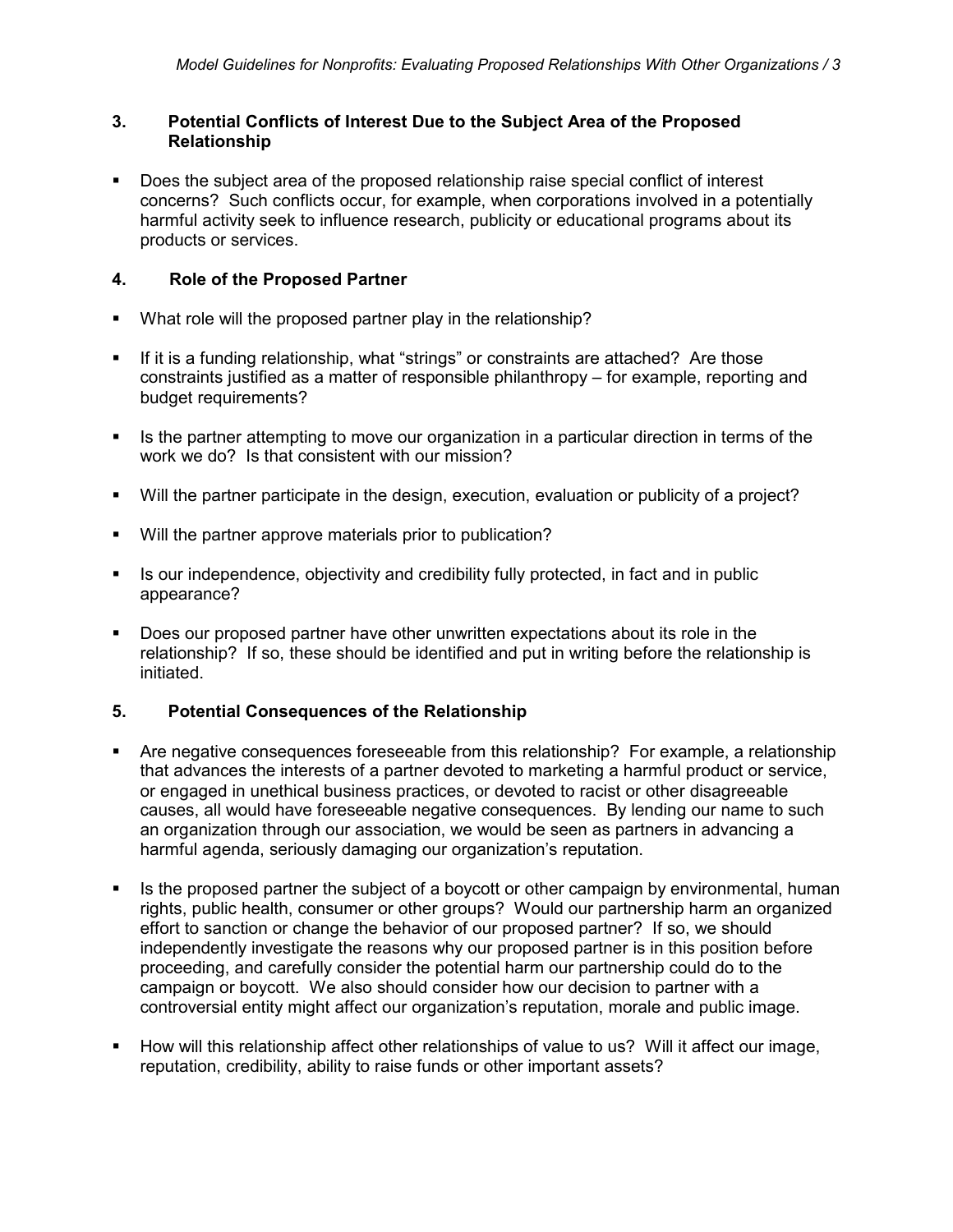### 3. Potential Conflicts of Interest Due to the Subject Area of the Proposed Relationship

- Does the subject area of the proposed relationship raise special conflict of interest concerns? Such conflicts occur, for example, when corporations involved in a potentially harmful activity seek to influence research, publicity or educational programs about its products or services.

### 4. Role of the Proposed Partner

- What role will the proposed partner play in the relationship?
- If it is a funding relationship, what "strings" or constraints are attached? Are those constraints justified as a matter of responsible philanthropy – for example, reporting and budget requirements?
- Is the partner attempting to move our organization in a particular direction in terms of the work we do? Is that consistent with our mission?
- Will the partner participate in the design, execution, evaluation or publicity of a project?
- Will the partner approve materials prior to publication?
- Is our independence, objectivity and credibility fully protected, in fact and in public appearance?
- Does our proposed partner have other unwritten expectations about its role in the relationship? If so, these should be identified and put in writing before the relationship is initiated.

### 5. Potential Consequences of the Relationship

- Are negative consequences foreseeable from this relationship? For example, a relationship that advances the interests of a partner devoted to marketing a harmful product or service, or engaged in unethical business practices, or devoted to racist or other disagreeable causes, all would have foreseeable negative consequences. By lending our name to such an organization through our association, we would be seen as partners in advancing a harmful agenda, seriously damaging our organization's reputation.
- Is the proposed partner the subject of a boycott or other campaign by environmental, human rights, public health, consumer or other groups? Would our partnership harm an organized effort to sanction or change the behavior of our proposed partner? If so, we should independently investigate the reasons why our proposed partner is in this position before proceeding, and carefully consider the potential harm our partnership could do to the campaign or boycott. We also should consider how our decision to partner with a controversial entity might affect our organization's reputation, morale and public image.
- How will this relationship affect other relationships of value to us? Will it affect our image, reputation, credibility, ability to raise funds or other important assets?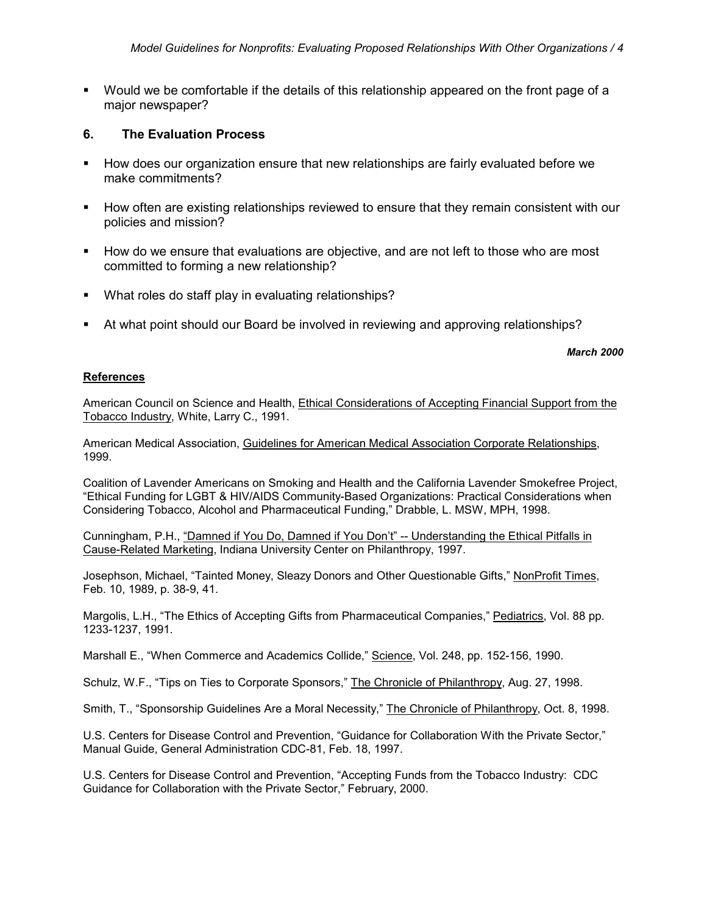- Would we be comfortable if the details of this relationship appeared on the front page of a major newspaper?

## 6. The Evaluation Process

- How does our organization ensure that new relationships are fairly evaluated before we make commitments?
- How often are existing relationships reviewed to ensure that they remain consistent with our policies and mission?
- How do we ensure that evaluations are objective, and are not left to those who are most committed to forming a new relationship?
- What roles do staff play in evaluating relationships?
- At what point should our Board be involved in reviewing and approving relationships?

***March 2000***

**References**

American Council on Science and Health, Ethical Considerations of Accepting Financial Support from the Tobacco Industry, White, Larry C., 1991.

American Medical Association, Guidelines for American Medical Association Corporate Relationships, 1999.

Coalition of Lavender Americans on Smoking and Health and the California Lavender Smokefree Project, "Ethical Funding for LGBT & HIV/AIDS Community-Based Organizations: Practical Considerations when Considering Tobacco, Alcohol and Pharmaceutical Funding," Drabble, L. MSW, MPH, 1998.

Cunningham, P.H., "Damned if You Do, Damned if You Don't" -- Understanding the Ethical Pitfalls in Cause-Related Marketing, Indiana University Center on Philanthropy, 1997.

Josephson, Michael, "Tainted Money, Sleazy Donors and Other Questionable Gifts," NonProfit Times, Feb. 10, 1989, p. 38-9, 41.

Margolis, L.H., "The Ethics of Accepting Gifts from Pharmaceutical Companies," Pediatrics, Vol. 88 pp. 1233-1237, 1991.

Marshall E., "When Commerce and Academics Collide," Science, Vol. 248, pp. 152-156, 1990.

Schulz, W.F., "Tips on Ties to Corporate Sponsors," The Chronicle of Philanthropy, Aug. 27, 1998.

Smith, T., "Sponsorship Guidelines Are a Moral Necessity," The Chronicle of Philanthropy, Oct. 8, 1998.

U.S. Centers for Disease Control and Prevention, "Guidance for Collaboration With the Private Sector," Manual Guide, General Administration CDC-81, Feb. 18, 1997.

U.S. Centers for Disease Control and Prevention, "Accepting Funds from the Tobacco Industry: CDC Guidance for Collaboration with the Private Sector," February, 2000.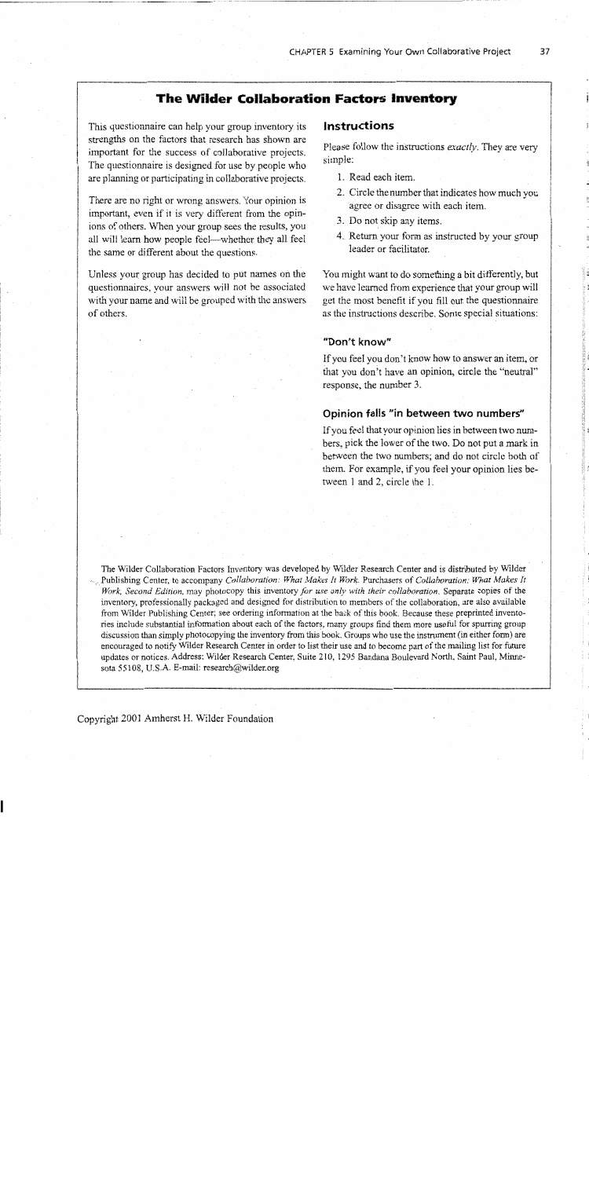## The Wilder Collaboration Factors Inventory

This questionnaire can help your group inventory its strengths on the factors that research has shown are important for the success of collaborative projects. The questionnaire is designed for use by people who are planning or participating in collaborative projects.

There are no right or wrong answers. Your opinion is important, even if it is very different from the opinions of others. When your group sees the results, you all will learn how people feel—whether they all feel the same or different about the questions.

Unless your group has decided to put names on the questionnaires, your answers will not be associated with your name and will be grouped with the answers of others.

### Instructions

Please follow the instructions *exactly*. They are very simple:

1. Read each item.
2. Circle the number that indicates how much you agree or disagree with each item.
3. Do not skip any items.
4. Return your form as instructed by your group leader or facilitator.

You might want to do something a bit differently, but we have learned from experience that your group will get the most benefit if you fill out the questionnaire as the instructions describe. Some special situations:

#### "Don't know"

If you feel you don't know how to answer an item, or that you don't have an opinion, circle the "neutral" response, the number 3.

#### Opinion falls "in between two numbers"

If you feel that your opinion lies in between two numbers, pick the lower of the two. Do not put a mark in between the two numbers; and do not circle both of them. For example, if you feel your opinion lies between 1 and 2, circle the 1.

The Wilder Collaboration Factors Inventory was developed by Wilder Research Center and is distributed by Wilder Publishing Center, to accompany *Collaboration: What Makes It Work*. Purchasers of *Collaboration: What Makes It Work, Second Edition*, may photocopy this inventory *for use only with their collaboration*. Separate copies of the inventory, professionally packaged and designed for distribution to members of the collaboration, are also available from Wilder Publishing Center; see ordering information at the back of this book. Because these preprinted inventories include substantial information about each of the factors, many groups find them more useful for spurring group discussion than simply photocopying the inventory from this book. Groups who use the instrument (in either form) are encouraged to notify Wilder Research Center in order to list their use and to become part of the mailing list for future updates or notices. Address: Wilder Research Center, Suite 210, 1295 Bandana Boulevard North, Saint Paul, Minnesota 55108, U.S.A. E-mail: research@wilder.org

Copyright 2001 Amherst H. Wilder Foundation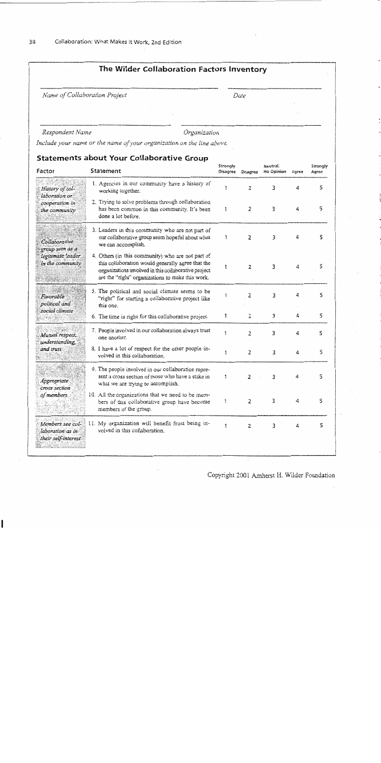## The Wilder Collaboration Factors Inventory

*Name of Collaboration Project* ____________________ *Date* ____________________

*Respondent Name* ____________________ *Organization* ____________________

*Include your name or the name of your organization on the line above.*

### Statements about Your Collaborative Group

| Factor | Statement | Strongly Disagree | Disagree | Neutral, No Opinion | Agree | Strongly Agree |
|---|---|---|---|---|---|---|
| *History of collaboration or cooperation in the community* | 1. Agencies in our community have a history of working together. | 1 | 2 | 3 | 4 | 5 |
| | 2. Trying to solve problems through collaboration has been common in this community. It's been done a lot before. | 1 | 2 | 3 | 4 | 5 |
| *Collaborative group seen as a legitimate leader in the community* | 3. Leaders in this community who are not part of our collaborative group seem hopeful about what we can accomplish. | 1 | 2 | 3 | 4 | 5 |
| | 4. Others (in this community) who are not part of this collaboration would generally agree that the organizations involved in this collaborative project are the "right" organizations to make this work. | 1 | 2 | 3 | 4 | 5 |
| *Favorable political and social climate* | 5. The political and social climate seems to be "right" for starting a collaborative project like this one. | 1 | 2 | 3 | 4 | 5 |
| | 6. The time is right for this collaborative project. | 1 | 2 | 3 | 4 | 5 |
| *Mutual respect, understanding, and trust* | 7. People involved in our collaboration always trust one another. | 1 | 2 | 3 | 4 | 5 |
| | 8. I have a lot of respect for the other people involved in this collaboration. | 1 | 2 | 3 | 4 | 5 |
| *Appropriate cross section of members* | 9. The people involved in our collaboration represent a cross section of those who have a stake in what we are trying to accomplish. | 1 | 2 | 3 | 4 | 5 |
| | 10. All the organizations that we need to be members of this collaborative group have become members of the group. | 1 | 2 | 3 | 4 | 5 |
| *Members see collaboration as in their self-interest* | 11. My organization will benefit from being involved in this collaboration. | 1 | 2 | 3 | 4 | 5 |

Copyright 2001 Amherst H. Wilder Foundation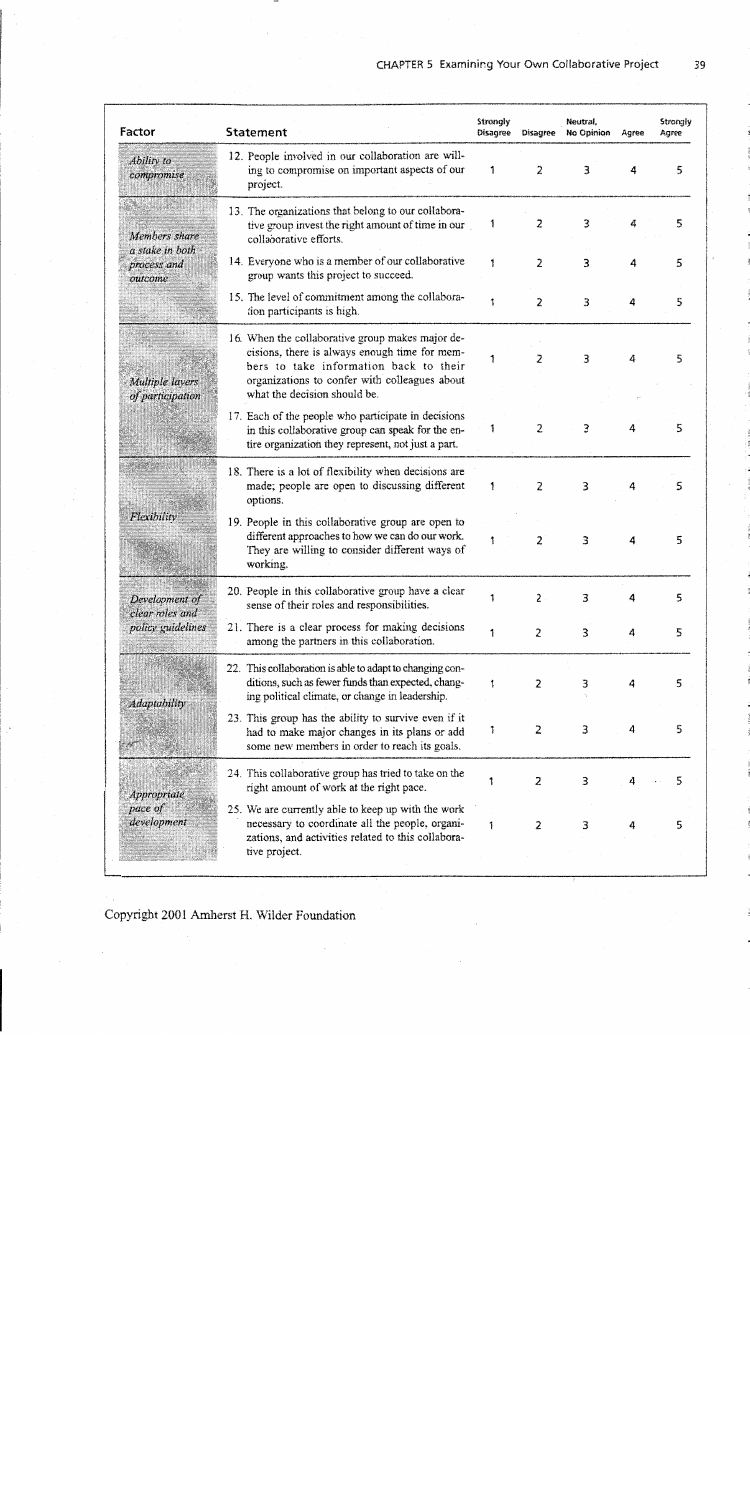| Factor | Statement | Strongly Disagree | Disagree | Neutral, No Opinion | Agree | Strongly Agree |
|---|---|---|---|---|---|---|
| *Ability to compromise* | 12. People involved in our collaboration are willing to compromise on important aspects of our project. | 1 | 2 | 3 | 4 | 5 |
| *Members share a stake in both process and outcome* | 13. The organizations that belong to our collaborative group invest the right amount of time in our collaborative efforts. | 1 | 2 | 3 | 4 | 5 |
| | 14. Everyone who is a member of our collaborative group wants this project to succeed. | 1 | 2 | 3 | 4 | 5 |
| | 15. The level of commitment among the collaboration participants is high. | 1 | 2 | 3 | 4 | 5 |
| *Multiple layers of participation* | 16. When the collaborative group makes major decisions, there is always enough time for members to take information back to their organizations to confer with colleagues about what the decision should be. | 1 | 2 | 3 | 4 | 5 |
| | 17. Each of the people who participate in decisions in this collaborative group can speak for the entire organization they represent, not just a part. | 1 | 2 | 3 | 4 | 5 |
| *Flexibility* | 18. There is a lot of flexibility when decisions are made; people are open to discussing different options. | 1 | 2 | 3 | 4 | 5 |
| | 19. People in this collaborative group are open to different approaches to how we can do our work. They are willing to consider different ways of working. | 1 | 2 | 3 | 4 | 5 |
| *Development of clear roles and policy guidelines* | 20. People in this collaborative group have a clear sense of their roles and responsibilities. | 1 | 2 | 3 | 4 | 5 |
| | 21. There is a clear process for making decisions among the partners in this collaboration. | 1 | 2 | 3 | 4 | 5 |
| *Adaptability* | 22. This collaboration is able to adapt to changing conditions, such as fewer funds than expected, changing political climate, or change in leadership. | 1 | 2 | 3 | 4 | 5 |
| | 23. This group has the ability to survive even if it had to make major changes in its plans or add some new members in order to reach its goals. | 1 | 2 | 3 | 4 | 5 |
| *Appropriate pace of development* | 24. This collaborative group has tried to take on the right amount of work at the right pace. | 1 | 2 | 3 | 4 | 5 |
| | 25. We are currently able to keep up with the work necessary to coordinate all the people, organizations, and activities related to this collaborative project. | 1 | 2 | 3 | 4 | 5 |

Copyright 2001 Amherst H. Wilder Foundation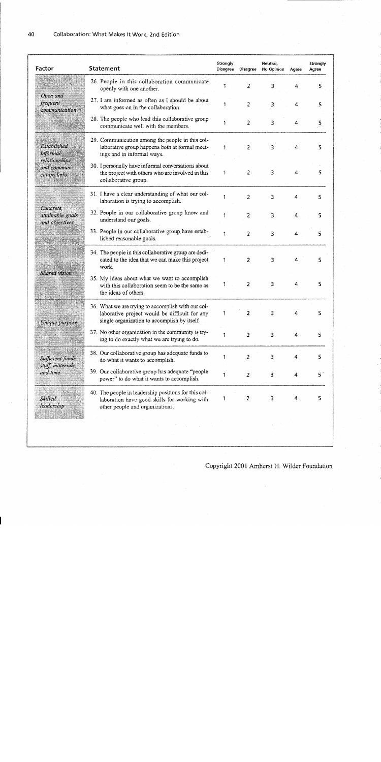| Factor | Statement | Strongly Disagree | Disagree | Neutral, No Opinion | Agree | Strongly Agree |
|---|---|---|---|---|---|---|
| *Open and frequent communication* | 26. People in this collaboration communicate openly with one another. | 1 | 2 | 3 | 4 | 5 |
| | 27. I am informed as often as I should be about what goes on in the collaboration. | 1 | 2 | 3 | 4 | 5 |
| | 28. The people who lead this collaborative group communicate well with the members. | 1 | 2 | 3 | 4 | 5 |
| *Established informal relationships and communication links* | 29. Communication among the people in this collaborative group happens both at formal meetings and in informal ways. | 1 | 2 | 3 | 4 | 5 |
| | 30. I personally have informal conversations about the project with others who are involved in this collaborative group. | 1 | 2 | 3 | 4 | 5 |
| *Concrete, attainable goals and objectives* | 31. I have a clear understanding of what our collaboration is trying to accomplish. | 1 | 2 | 3 | 4 | 5 |
| | 32. People in our collaborative group know and understand our goals. | 1 | 2 | 3 | 4 | 5 |
| | 33. People in our collaborative group have established reasonable goals. | 1 | 2 | 3 | 4 | 5 |
| *Shared vision* | 34. The people in this collaborative group are dedicated to the idea that we can make this project work. | 1 | 2 | 3 | 4 | 5 |
| | 35. My ideas about what we want to accomplish with this collaboration seem to be the same as the ideas of others. | 1 | 2 | 3 | 4 | 5 |
| *Unique purpose* | 36. What we are trying to accomplish with our collaborative project would be difficult for any single organization to accomplish by itself. | 1 | 2 | 3 | 4 | 5 |
| | 37. No other organization in the community is trying to do exactly what we are trying to do. | 1 | 2 | 3 | 4 | 5 |
| *Sufficient funds, staff, materials, and time* | 38. Our collaborative group has adequate funds to do what it wants to accomplish. | 1 | 2 | 3 | 4 | 5 |
| | 39. Our collaborative group has adequate "people power" to do what it wants to accomplish. | 1 | 2 | 3 | 4 | 5 |
| *Skilled leadership* | 40. The people in leadership positions for this collaboration have good skills for working with other people and organizations. | 1 | 2 | 3 | 4 | 5 |

Copyright 2001 Amherst H. Wilder Foundation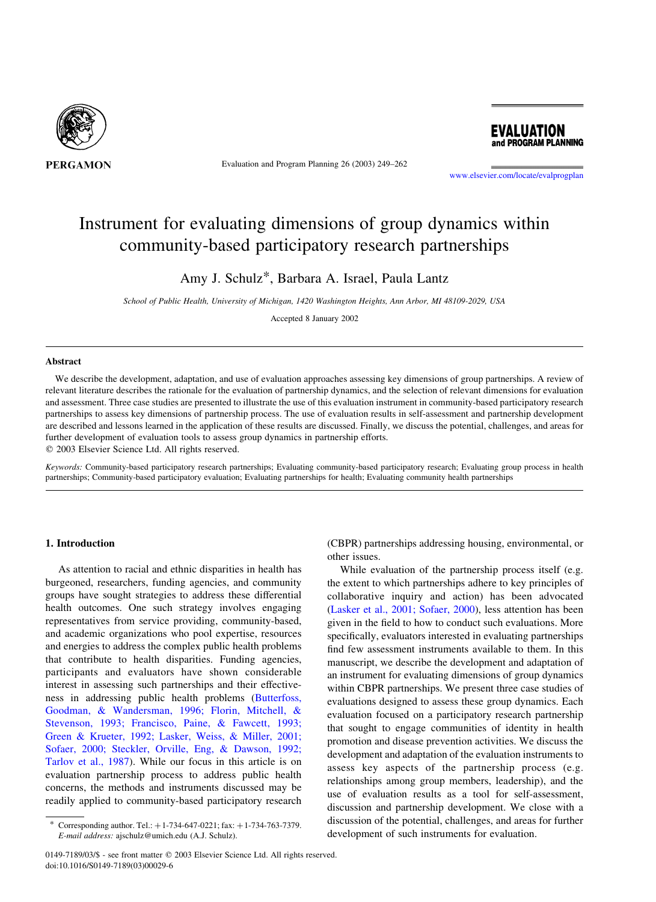# Instrument for evaluating dimensions of group dynamics within community-based participatory research partnerships

Amy J. Schulz*, Barbara A. Israel, Paula Lantz

*School of Public Health, University of Michigan, 1420 Washington Heights, Ann Arbor, MI 48109-2029, USA*

Accepted 8 January 2002

## Abstract

We describe the development, adaptation, and use of evaluation approaches assessing key dimensions of group partnerships. A review of relevant literature describes the rationale for the evaluation of partnership dynamics, and the selection of relevant dimensions for evaluation and assessment. Three case studies are presented to illustrate the use of this evaluation instrument in community-based participatory research partnerships to assess key dimensions of partnership process. The use of evaluation results in self-assessment and partnership development are described and lessons learned in the application of these results are discussed. Finally, we discuss the potential, challenges, and areas for further development of evaluation tools to assess group dynamics in partnership efforts.

© 2003 Elsevier Science Ltd. All rights reserved.

*Keywords:* Community-based participatory research partnerships; Evaluating community-based participatory research; Evaluating group process in health partnerships; Community-based participatory evaluation; Evaluating partnerships for health; Evaluating community health partnerships

## 1. Introduction

As attention to racial and ethnic disparities in health has burgeoned, researchers, funding agencies, and community groups have sought strategies to address these differential health outcomes. One such strategy involves engaging representatives from service providing, community-based, and academic organizations who pool expertise, resources and energies to address the complex public health problems that contribute to health disparities. Funding agencies, participants and evaluators have shown considerable interest in assessing such partnerships and their effectiveness in addressing public health problems (Butterfoss, Goodman, & Wandersman, 1996; Florin, Mitchell, & Stevenson, 1993; Francisco, Paine, & Fawcett, 1993; Green & Krueter, 1992; Lasker, Weiss, & Miller, 2001; Sofaer, 2000; Steckler, Orville, Eng, & Dawson, 1992; Tarlov et al., 1987). While our focus in this article is on evaluation partnership process to address public health concerns, the methods and instruments discussed may be readily applied to community-based participatory research (CBPR) partnerships addressing housing, environmental, or other issues.

While evaluation of the partnership process itself (e.g. the extent to which partnerships adhere to key principles of collaborative inquiry and action) has been advocated (Lasker et al., 2001; Sofaer, 2000), less attention has been given in the field to how to conduct such evaluations. More specifically, evaluators interested in evaluating partnerships find few assessment instruments available to them. In this manuscript, we describe the development and adaptation of an instrument for evaluating dimensions of group dynamics within CBPR partnerships. We present three case studies of evaluations designed to assess these group dynamics. Each evaluation focused on a participatory research partnership that sought to engage communities of identity in health promotion and disease prevention activities. We discuss the development and adaptation of the evaluation instruments to assess key aspects of the partnership process (e.g. relationships among group members, leadership), and the use of evaluation results as a tool for self-assessment, discussion and partnership development. We close with a discussion of the potential, challenges, and areas for further development of such instruments for evaluation.

* Corresponding author. Tel.: +1-734-647-0221; fax: +1-734-763-7379. *E-mail address:* ajschulz@umich.edu (A.J. Schulz).

0149-7189/03/$ - see front matter © 2003 Elsevier Science Ltd. All rights reserved.
doi:10.1016/S0149-7189(03)00029-6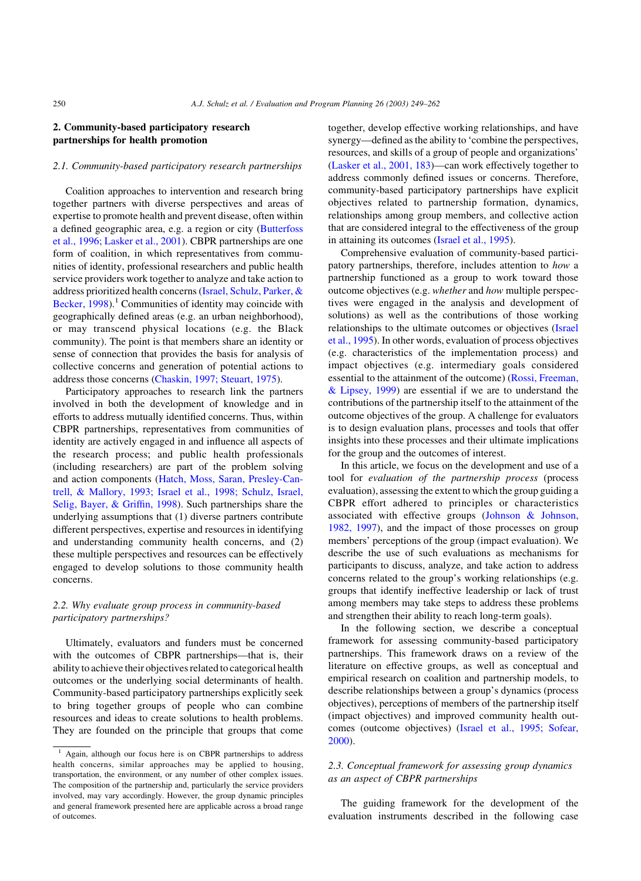## 2. Community-based participatory research partnerships for health promotion

### 2.1. Community-based participatory research partnerships

Coalition approaches to intervention and research bring together partners with diverse perspectives and areas of expertise to promote health and prevent disease, often within a defined geographic area, e.g. a region or city (Butterfoss et al., 1996; Lasker et al., 2001). CBPR partnerships are one form of coalition, in which representatives from communities of identity, professional researchers and public health service providers work together to analyze and take action to address prioritized health concerns (Israel, Schulz, Parker, & Becker, 1998).[1] Communities of identity may coincide with geographically defined areas (e.g. an urban neighborhood), or may transcend physical locations (e.g. the Black community). The point is that members share an identity or sense of connection that provides the basis for analysis of collective concerns and generation of potential actions to address those concerns (Chaskin, 1997; Steuart, 1975).

Participatory approaches to research link the partners involved in both the development of knowledge and in efforts to address mutually identified concerns. Thus, within CBPR partnerships, representatives from communities of identity are actively engaged in and influence all aspects of the research process; and public health professionals (including researchers) are part of the problem solving and action components (Hatch, Moss, Saran, Presley-Cantrell, & Mallory, 1993; Israel et al., 1998; Schulz, Israel, Selig, Bayer, & Griffin, 1998). Such partnerships share the underlying assumptions that (1) diverse partners contribute different perspectives, expertise and resources in identifying and understanding community health concerns, and (2) these multiple perspectives and resources can be effectively engaged to develop solutions to those community health concerns.

### 2.2. Why evaluate group process in community-based participatory partnerships?

Ultimately, evaluators and funders must be concerned with the outcomes of CBPR partnerships—that is, their ability to achieve their objectives related to categorical health outcomes or the underlying social determinants of health. Community-based participatory partnerships explicitly seek to bring together groups of people who can combine resources and ideas to create solutions to health problems. They are founded on the principle that groups that come together, develop effective working relationships, and have synergy—defined as the ability to 'combine the perspectives, resources, and skills of a group of people and organizations' (Lasker et al., 2001, 183)—can work effectively together to address commonly defined issues or concerns. Therefore, community-based participatory partnerships have explicit objectives related to partnership formation, dynamics, relationships among group members, and collective action that are considered integral to the effectiveness of the group in attaining its outcomes (Israel et al., 1995).

Comprehensive evaluation of community-based participatory partnerships, therefore, includes attention to *how* a partnership functioned as a group to work toward those outcome objectives (e.g. *whether* and *how* multiple perspectives were engaged in the analysis and development of solutions) as well as the contributions of those working relationships to the ultimate outcomes or objectives (Israel et al., 1995). In other words, evaluation of process objectives (e.g. characteristics of the implementation process) and impact objectives (e.g. intermediary goals considered essential to the attainment of the outcome) (Rossi, Freeman, & Lipsey, 1999) are essential if we are to understand the contributions of the partnership itself to the attainment of the outcome objectives of the group. A challenge for evaluators is to design evaluation plans, processes and tools that offer insights into these processes and their ultimate implications for the group and the outcomes of interest.

In this article, we focus on the development and use of a tool for *evaluation of the partnership process* (process evaluation), assessing the extent to which the group guiding a CBPR effort adhered to principles or characteristics associated with effective groups (Johnson & Johnson, 1982, 1997), and the impact of those processes on group members' perceptions of the group (impact evaluation). We describe the use of such evaluations as mechanisms for participants to discuss, analyze, and take action to address concerns related to the group's working relationships (e.g. groups that identify ineffective leadership or lack of trust among members may take steps to address these problems and strengthen their ability to reach long-term goals).

In the following section, we describe a conceptual framework for assessing community-based participatory partnerships. This framework draws on a review of the literature on effective groups, as well as conceptual and empirical research on coalition and partnership models, to describe relationships between a group's dynamics (process objectives), perceptions of members of the partnership itself (impact objectives) and improved community health outcomes (outcome objectives) (Israel et al., 1995; Sofaer, 2000).

### 2.3. Conceptual framework for assessing group dynamics as an aspect of CBPR partnerships

The guiding framework for the development of the evaluation instruments described in the following case

[1] Again, although our focus here is on CBPR partnerships to address health concerns, similar approaches may be applied to housing, transportation, the environment, or any number of other complex issues. The composition of the partnership and, particularly the service providers involved, may vary accordingly. However, the group dynamic principles and general framework presented here are applicable across a broad range of outcomes.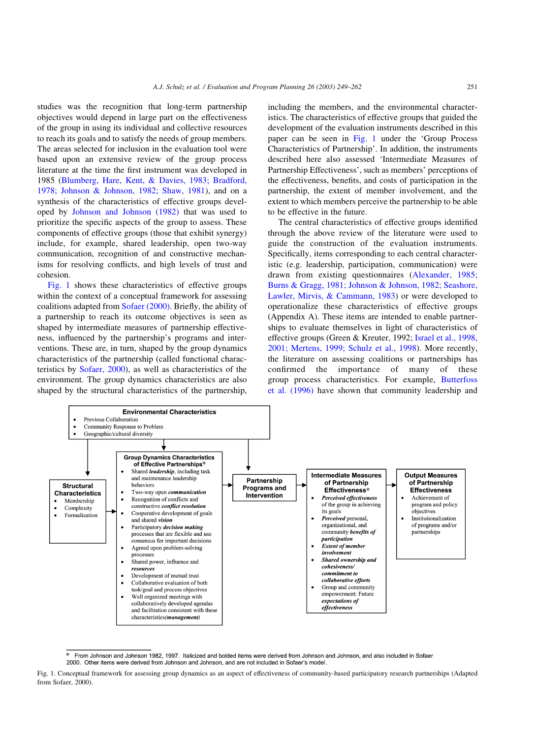studies was the recognition that long-term partnership objectives would depend in large part on the effectiveness of the group in using its individual and collective resources to reach its goals and to satisfy the needs of group members. The areas selected for inclusion in the evaluation tool were based upon an extensive review of the group process literature at the time the first instrument was developed in 1985 (Blumberg, Hare, Kent, & Davies, 1983; Bradford, 1978; Johnson & Johnson, 1982; Shaw, 1981), and on a synthesis of the characteristics of effective groups developed by Johnson and Johnson (1982) that was used to prioritize the specific aspects of the group to assess. These components of effective groups (those that exhibit synergy) include, for example, shared leadership, open two-way communication, recognition of and constructive mechanisms for resolving conflicts, and high levels of trust and cohesion.

Fig. 1 shows these characteristics of effective groups within the context of a conceptual framework for assessing coalitions adapted from Sofaer (2000). Briefly, the ability of a partnership to reach its outcome objectives is seen as shaped by intermediate measures of partnership effectiveness, influenced by the partnership's programs and interventions. These are, in turn, shaped by the group dynamics characteristics of the partnership (called functional characteristics by Sofaer, 2000), as well as characteristics of the environment. The group dynamics characteristics are also shaped by the structural characteristics of the partnership, including the members, and the environmental characteristics. The characteristics of effective groups that guided the development of the evaluation instruments described in this paper can be seen in Fig. 1 under the 'Group Process Characteristics of Partnership'. In addition, the instruments described here also assessed 'Intermediate Measures of Partnership Effectiveness', such as members' perceptions of the effectiveness, benefits, and costs of participation in the partnership, the extent of member involvement, and the extent to which members perceive the partnership to be able to be effective in the future.

The central characteristics of effective groups identified through the above review of the literature were used to guide the construction of the evaluation instruments. Specifically, items corresponding to each central characteristic (e.g. leadership, participation, communication) were drawn from existing questionnaires (Alexander, 1985; Burns & Gragg, 1981; Johnson & Johnson, 1982; Seashore, Lawler, Mirvis, & Cammann, 1983) or were developed to operationalize these characteristics of effective groups (Appendix A). These items are intended to enable partnerships to evaluate themselves in light of characteristics of effective groups (Green & Kreuter, 1992; Israel et al., 1998, 2001; Mertens, 1999; Schulz et al., 1998). More recently, the literature on assessing coalitions or partnerships has confirmed the importance of many of these group process characteristics. For example, Butterfoss et al. (1996) have shown that community leadership and

**Environmental Characteristics**
- Previous Collaboration
- Community Response to Problem
- Geographic/cultural diversity

**Structural Characteristics**
- Membership
- Complexity
- Formalization

**Group Dynamics Characteristics of Effective Partnerships***
- Shared ***leadership***, including task and maintenance leadership behaviors
- Two-way open ***communication***
- Recognition of conflicts and constructive ***conflict resolution***
- Cooperative development of goals and shared ***vision***
- Participatory ***decision making*** processes that are flexible and use consensus for important decisions
- Agreed upon problem-solving processes
- Shared power, influence and ***resources***
- Development of mutual trust
- Collaborative evaluation of both task/goal and process objectives
- Well organized meetings with collaboratively developed agendas and facilitation consistent with these characteristics***(management)***

**Partnership Programs and Intervention**

**Intermediate Measures of Partnership Effectiveness***
- ***Perceived effectiveness*** of the group in achieving its goals
- ***Perceived*** personal, organizational, and community ***benefits of participation***
- ***Extent of member involvement***
- ***Shared ownership and cohesiveness/ commitment to collaborative efforts***
- Group and community empowerment: Future ***expectations of effectiveness***

**Output Measures of Partnership Effectiveness**
- Achievement of program and policy objectives
- Institutionalization of programs and/or partnerships

\* From Johnson and Johnson 1982, 1997. Italicized and bolded items were derived from Johnson and Johnson, and also included in Sofaer 2000. Other items were derived from Johnson and Johnson, and are not included in Sofaer's model.

Fig. 1. Conceptual framework for assessing group dynamics as an aspect of effectiveness of community-based participatory research partnerships (Adapted from Sofaer, 2000).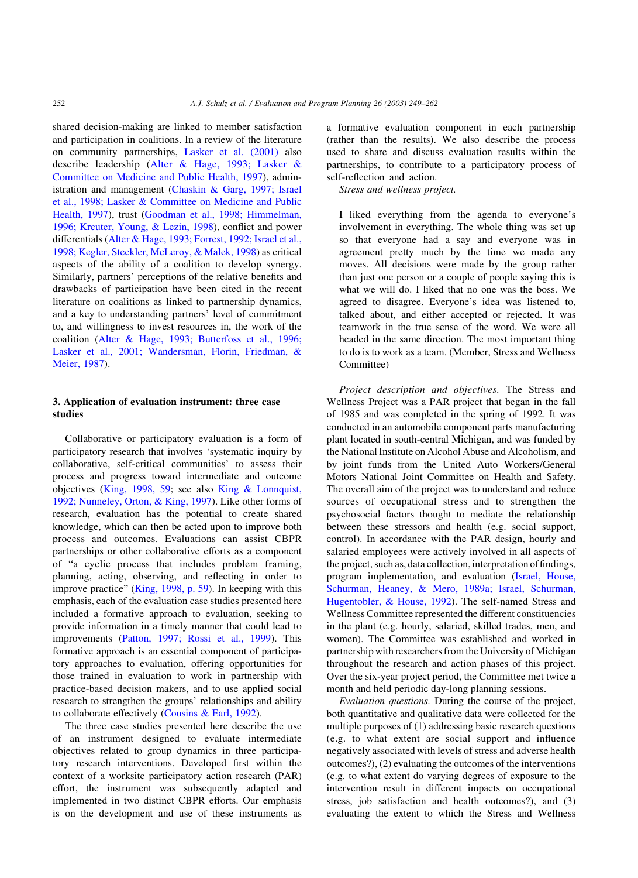shared decision-making are linked to member satisfaction and participation in coalitions. In a review of the literature on community partnerships, Lasker et al. (2001) also describe leadership (Alter & Hage, 1993; Lasker & Committee on Medicine and Public Health, 1997), administration and management (Chaskin & Garg, 1997; Israel et al., 1998; Lasker & Committee on Medicine and Public Health, 1997), trust (Goodman et al., 1998; Himmelman, 1996; Kreuter, Young, & Lezin, 1998), conflict and power differentials (Alter & Hage, 1993; Forrest, 1992; Israel et al., 1998; Kegler, Steckler, McLeroy, & Malek, 1998) as critical aspects of the ability of a coalition to develop synergy. Similarly, partners' perceptions of the relative benefits and drawbacks of participation have been cited in the recent literature on coalitions as linked to partnership dynamics, and a key to understanding partners' level of commitment to, and willingness to invest resources in, the work of the coalition (Alter & Hage, 1993; Butterfoss et al., 1996; Lasker et al., 2001; Wandersman, Florin, Friedman, & Meier, 1987).

## 3. Application of evaluation instrument: three case studies

Collaborative or participatory evaluation is a form of participatory research that involves 'systematic inquiry by collaborative, self-critical communities' to assess their process and progress toward intermediate and outcome objectives (King, 1998, 59; see also King & Lonnquist, 1992; Nunneley, Orton, & King, 1997). Like other forms of research, evaluation has the potential to create shared knowledge, which can then be acted upon to improve both process and outcomes. Evaluations can assist CBPR partnerships or other collaborative efforts as a component of "a cyclic process that includes problem framing, planning, acting, observing, and reflecting in order to improve practice" (King, 1998, p. 59). In keeping with this emphasis, each of the evaluation case studies presented here included a formative approach to evaluation, seeking to provide information in a timely manner that could lead to improvements (Patton, 1997; Rossi et al., 1999). This formative approach is an essential component of participatory approaches to evaluation, offering opportunities for those trained in evaluation to work in partnership with practice-based decision makers, and to use applied social research to strengthen the groups' relationships and ability to collaborate effectively (Cousins & Earl, 1992).

The three case studies presented here describe the use of an instrument designed to evaluate intermediate objectives related to group dynamics in three participatory research interventions. Developed first within the context of a worksite participatory action research (PAR) effort, the instrument was subsequently adapted and implemented in two distinct CBPR efforts. Our emphasis is on the development and use of these instruments as a formative evaluation component in each partnership (rather than the results). We also describe the process used to share and discuss evaluation results within the partnerships, to contribute to a participatory process of self-reflection and action.

*Stress and wellness project.*

> I liked everything from the agenda to everyone's involvement in everything. The whole thing was set up so that everyone had a say and everyone was in agreement pretty much by the time we made any moves. All decisions were made by the group rather than just one person or a couple of people saying this is what we will do. I liked that no one was the boss. We agreed to disagree. Everyone's idea was listened to, talked about, and either accepted or rejected. It was teamwork in the true sense of the word. We were all headed in the same direction. The most important thing to do is to work as a team. (Member, Stress and Wellness Committee)

*Project description and objectives.* The Stress and Wellness Project was a PAR project that began in the fall of 1985 and was completed in the spring of 1992. It was conducted in an automobile component parts manufacturing plant located in south-central Michigan, and was funded by the National Institute on Alcohol Abuse and Alcoholism, and by joint funds from the United Auto Workers/General Motors National Joint Committee on Health and Safety. The overall aim of the project was to understand and reduce sources of occupational stress and to strengthen the psychosocial factors thought to mediate the relationship between these stressors and health (e.g. social support, control). In accordance with the PAR design, hourly and salaried employees were actively involved in all aspects of the project, such as, data collection, interpretation of findings, program implementation, and evaluation (Israel, House, Schurman, Heaney, & Mero, 1989a; Israel, Schurman, Hugentobler, & House, 1992). The self-named Stress and Wellness Committee represented the different constituencies in the plant (e.g. hourly, salaried, skilled trades, men, and women). The Committee was established and worked in partnership with researchers from the University of Michigan throughout the research and action phases of this project. Over the six-year project period, the Committee met twice a month and held periodic day-long planning sessions.

*Evaluation questions.* During the course of the project, both quantitative and qualitative data were collected for the multiple purposes of (1) addressing basic research questions (e.g. to what extent are social support and influence negatively associated with levels of stress and adverse health outcomes?), (2) evaluating the outcomes of the interventions (e.g. to what extent do varying degrees of exposure to the intervention result in different impacts on occupational stress, job satisfaction and health outcomes?), and (3) evaluating the extent to which the Stress and Wellness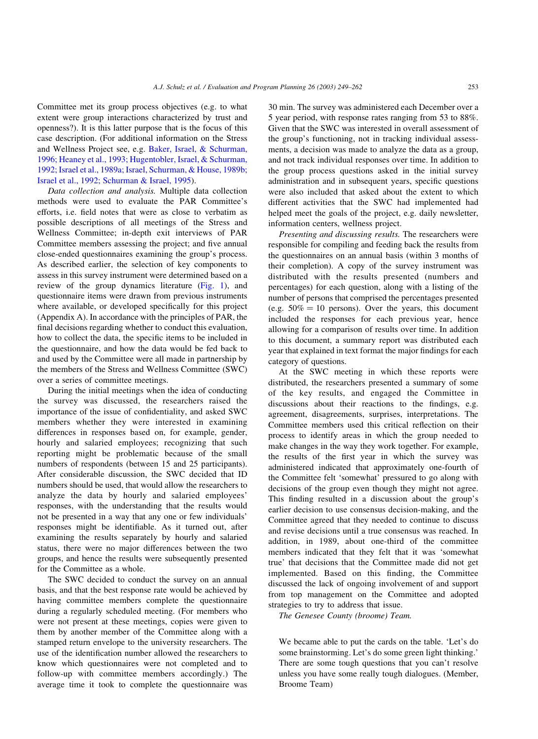Committee met its group process objectives (e.g. to what extent were group interactions characterized by trust and openness?). It is this latter purpose that is the focus of this case description. (For additional information on the Stress and Wellness Project see, e.g. Baker, Israel, & Schurman, 1996; Heaney et al., 1993; Hugentobler, Israel, & Schurman, 1992; Israel et al., 1989a; Israel, Schurman, & House, 1989b; Israel et al., 1992; Schurman & Israel, 1995).

*Data collection and analysis.* Multiple data collection methods were used to evaluate the PAR Committee's efforts, i.e. field notes that were as close to verbatim as possible descriptions of all meetings of the Stress and Wellness Committee; in-depth exit interviews of PAR Committee members assessing the project; and five annual close-ended questionnaires examining the group's process. As described earlier, the selection of key components to assess in this survey instrument were determined based on a review of the group dynamics literature (Fig. 1), and questionnaire items were drawn from previous instruments where available, or developed specifically for this project (Appendix A). In accordance with the principles of PAR, the final decisions regarding whether to conduct this evaluation, how to collect the data, the specific items to be included in the questionnaire, and how the data would be fed back to and used by the Committee were all made in partnership by the members of the Stress and Wellness Committee (SWC) over a series of committee meetings.

During the initial meetings when the idea of conducting the survey was discussed, the researchers raised the importance of the issue of confidentiality, and asked SWC members whether they were interested in examining differences in responses based on, for example, gender, hourly and salaried employees; recognizing that such reporting might be problematic because of the small numbers of respondents (between 15 and 25 participants). After considerable discussion, the SWC decided that ID numbers should be used, that would allow the researchers to analyze the data by hourly and salaried employees' responses, with the understanding that the results would not be presented in a way that any one or few individuals' responses might be identifiable. As it turned out, after examining the results separately by hourly and salaried status, there were no major differences between the two groups, and hence the results were subsequently presented for the Committee as a whole.

The SWC decided to conduct the survey on an annual basis, and that the best response rate would be achieved by having committee members complete the questionnaire during a regularly scheduled meeting. (For members who were not present at these meetings, copies were given to them by another member of the Committee along with a stamped return envelope to the university researchers. The use of the identification number allowed the researchers to know which questionnaires were not completed and to follow-up with committee members accordingly.) The average time it took to complete the questionnaire was 30 min. The survey was administered each December over a 5 year period, with response rates ranging from 53 to 88%. Given that the SWC was interested in overall assessment of the group's functioning, not in tracking individual assessments, a decision was made to analyze the data as a group, and not track individual responses over time. In addition to the group process questions asked in the initial survey administration and in subsequent years, specific questions were also included that asked about the extent to which different activities that the SWC had implemented had helped meet the goals of the project, e.g. daily newsletter, information centers, wellness project.

*Presenting and discussing results.* The researchers were responsible for compiling and feeding back the results from the questionnaires on an annual basis (within 3 months of their completion). A copy of the survey instrument was distributed with the results presented (numbers and percentages) for each question, along with a listing of the number of persons that comprised the percentages presented (e.g. 50% = 10 persons). Over the years, this document included the responses for each previous year, hence allowing for a comparison of results over time. In addition to this document, a summary report was distributed each year that explained in text format the major findings for each category of questions.

At the SWC meeting in which these reports were distributed, the researchers presented a summary of some of the key results, and engaged the Committee in discussions about their reactions to the findings, e.g. agreement, disagreements, surprises, interpretations. The Committee members used this critical reflection on their process to identify areas in which the group needed to make changes in the way they work together. For example, the results of the first year in which the survey was administered indicated that approximately one-fourth of the Committee felt 'somewhat' pressured to go along with decisions of the group even though they might not agree. This finding resulted in a discussion about the group's earlier decision to use consensus decision-making, and the Committee agreed that they needed to continue to discuss and revise decisions until a true consensus was reached. In addition, in 1989, about one-third of the committee members indicated that they felt that it was 'somewhat true' that decisions that the Committee made did not get implemented. Based on this finding, the Committee discussed the lack of ongoing involvement of and support from top management on the Committee and adopted strategies to try to address that issue.

*The Genesee County (broome) Team.*

> We became able to put the cards on the table. 'Let's do some brainstorming. Let's do some green light thinking.' There are some tough questions that you can't resolve unless you have some really tough dialogues. (Member, Broome Team)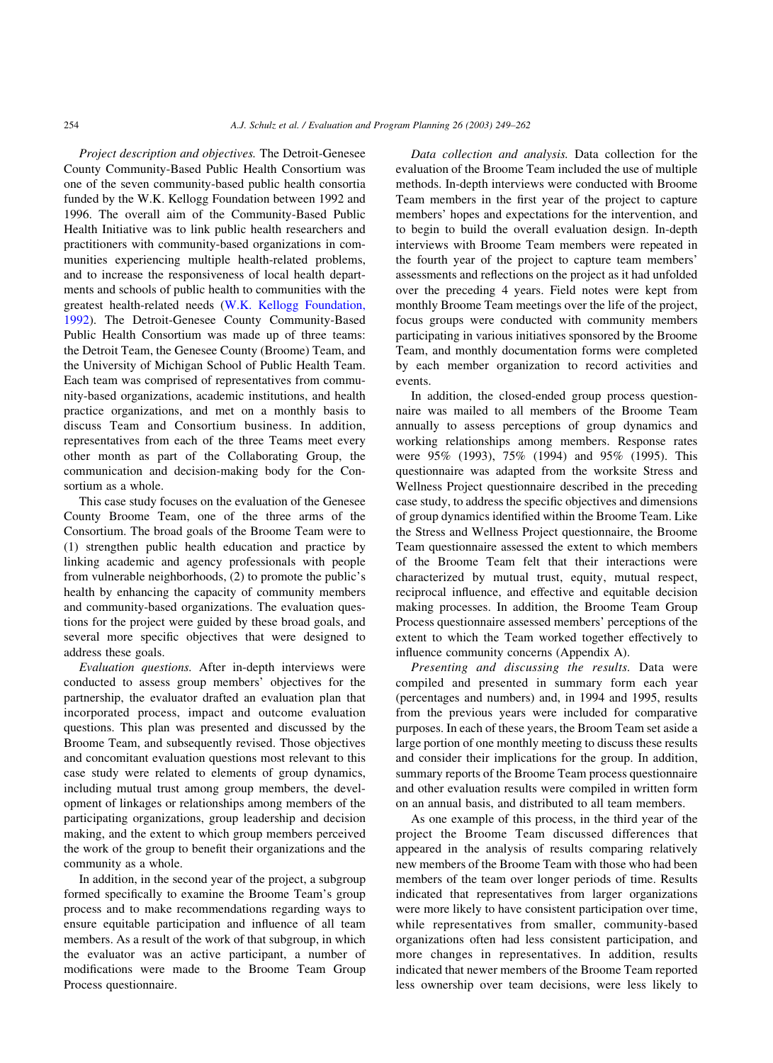*Project description and objectives.* The Detroit-Genesee County Community-Based Public Health Consortium was one of the seven community-based public health consortia funded by the W.K. Kellogg Foundation between 1992 and 1996. The overall aim of the Community-Based Public Health Initiative was to link public health researchers and practitioners with community-based organizations in communities experiencing multiple health-related problems, and to increase the responsiveness of local health departments and schools of public health to communities with the greatest health-related needs (W.K. Kellogg Foundation, 1992). The Detroit-Genesee County Community-Based Public Health Consortium was made up of three teams: the Detroit Team, the Genesee County (Broome) Team, and the University of Michigan School of Public Health Team. Each team was comprised of representatives from community-based organizations, academic institutions, and health practice organizations, and met on a monthly basis to discuss Team and Consortium business. In addition, representatives from each of the three Teams meet every other month as part of the Collaborating Group, the communication and decision-making body for the Consortium as a whole.

This case study focuses on the evaluation of the Genesee County Broome Team, one of the three arms of the Consortium. The broad goals of the Broome Team were to (1) strengthen public health education and practice by linking academic and agency professionals with people from vulnerable neighborhoods, (2) to promote the public's health by enhancing the capacity of community members and community-based organizations. The evaluation questions for the project were guided by these broad goals, and several more specific objectives that were designed to address these goals.

*Evaluation questions.* After in-depth interviews were conducted to assess group members' objectives for the partnership, the evaluator drafted an evaluation plan that incorporated process, impact and outcome evaluation questions. This plan was presented and discussed by the Broome Team, and subsequently revised. Those objectives and concomitant evaluation questions most relevant to this case study were related to elements of group dynamics, including mutual trust among group members, the development of linkages or relationships among members of the participating organizations, group leadership and decision making, and the extent to which group members perceived the work of the group to benefit their organizations and the community as a whole.

In addition, in the second year of the project, a subgroup formed specifically to examine the Broome Team's group process and to make recommendations regarding ways to ensure equitable participation and influence of all team members. As a result of the work of that subgroup, in which the evaluator was an active participant, a number of modifications were made to the Broome Team Group Process questionnaire.

*Data collection and analysis.* Data collection for the evaluation of the Broome Team included the use of multiple methods. In-depth interviews were conducted with Broome Team members in the first year of the project to capture members' hopes and expectations for the intervention, and to begin to build the overall evaluation design. In-depth interviews with Broome Team members were repeated in the fourth year of the project to capture team members' assessments and reflections on the project as it had unfolded over the preceding 4 years. Field notes were kept from monthly Broome Team meetings over the life of the project, focus groups were conducted with community members participating in various initiatives sponsored by the Broome Team, and monthly documentation forms were completed by each member organization to record activities and events.

In addition, the closed-ended group process questionnaire was mailed to all members of the Broome Team annually to assess perceptions of group dynamics and working relationships among members. Response rates were 95% (1993), 75% (1994) and 95% (1995). This questionnaire was adapted from the worksite Stress and Wellness Project questionnaire described in the preceding case study, to address the specific objectives and dimensions of group dynamics identified within the Broome Team. Like the Stress and Wellness Project questionnaire, the Broome Team questionnaire assessed the extent to which members of the Broome Team felt that their interactions were characterized by mutual trust, equity, mutual respect, reciprocal influence, and effective and equitable decision making processes. In addition, the Broome Team Group Process questionnaire assessed members' perceptions of the extent to which the Team worked together effectively to influence community concerns (Appendix A).

*Presenting and discussing the results.* Data were compiled and presented in summary form each year (percentages and numbers) and, in 1994 and 1995, results from the previous years were included for comparative purposes. In each of these years, the Broom Team set aside a large portion of one monthly meeting to discuss these results and consider their implications for the group. In addition, summary reports of the Broome Team process questionnaire and other evaluation results were compiled in written form on an annual basis, and distributed to all team members.

As one example of this process, in the third year of the project the Broome Team discussed differences that appeared in the analysis of results comparing relatively new members of the Broome Team with those who had been members of the team over longer periods of time. Results indicated that representatives from larger organizations were more likely to have consistent participation over time, while representatives from smaller, community-based organizations often had less consistent participation, and more changes in representatives. In addition, results indicated that newer members of the Broome Team reported less ownership over team decisions, were less likely to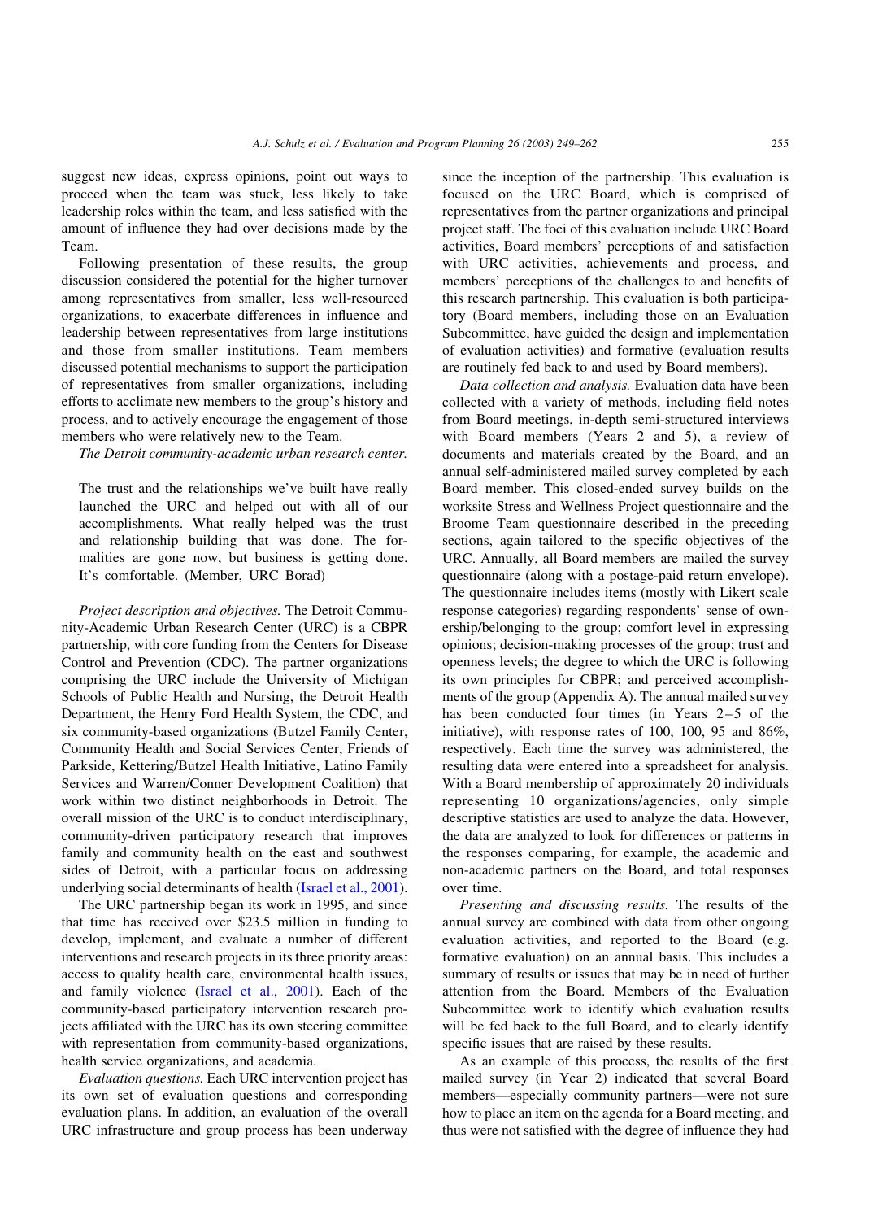suggest new ideas, express opinions, point out ways to proceed when the team was stuck, less likely to take leadership roles within the team, and less satisfied with the amount of influence they had over decisions made by the Team.

Following presentation of these results, the group discussion considered the potential for the higher turnover among representatives from smaller, less well-resourced organizations, to exacerbate differences in influence and leadership between representatives from large institutions and those from smaller institutions. Team members discussed potential mechanisms to support the participation of representatives from smaller organizations, including efforts to acclimate new members to the group's history and process, and to actively encourage the engagement of those members who were relatively new to the Team.

*The Detroit community-academic urban research center.*

> The trust and the relationships we've built have really launched the URC and helped out with all of our accomplishments. What really helped was the trust and relationship building that was done. The formalities are gone now, but business is getting done. It's comfortable. (Member, URC Borad)

*Project description and objectives.* The Detroit Community-Academic Urban Research Center (URC) is a CBPR partnership, with core funding from the Centers for Disease Control and Prevention (CDC). The partner organizations comprising the URC include the University of Michigan Schools of Public Health and Nursing, the Detroit Health Department, the Henry Ford Health System, the CDC, and six community-based organizations (Butzel Family Center, Community Health and Social Services Center, Friends of Parkside, Kettering/Butzel Health Initiative, Latino Family Services and Warren/Conner Development Coalition) that work within two distinct neighborhoods in Detroit. The overall mission of the URC is to conduct interdisciplinary, community-driven participatory research that improves family and community health on the east and southwest sides of Detroit, with a particular focus on addressing underlying social determinants of health (Israel et al., 2001).

The URC partnership began its work in 1995, and since that time has received over \$23.5 million in funding to develop, implement, and evaluate a number of different interventions and research projects in its three priority areas: access to quality health care, environmental health issues, and family violence (Israel et al., 2001). Each of the community-based participatory intervention research projects affiliated with the URC has its own steering committee with representation from community-based organizations, health service organizations, and academia.

*Evaluation questions.* Each URC intervention project has its own set of evaluation questions and corresponding evaluation plans. In addition, an evaluation of the overall URC infrastructure and group process has been underway since the inception of the partnership. This evaluation is focused on the URC Board, which is comprised of representatives from the partner organizations and principal project staff. The foci of this evaluation include URC Board activities, Board members' perceptions of and satisfaction with URC activities, achievements and process, and members' perceptions of the challenges to and benefits of this research partnership. This evaluation is both participatory (Board members, including those on an Evaluation Subcommittee, have guided the design and implementation of evaluation activities) and formative (evaluation results are routinely fed back to and used by Board members).

*Data collection and analysis.* Evaluation data have been collected with a variety of methods, including field notes from Board meetings, in-depth semi-structured interviews with Board members (Years 2 and 5), a review of documents and materials created by the Board, and an annual self-administered mailed survey completed by each Board member. This closed-ended survey builds on the worksite Stress and Wellness Project questionnaire and the Broome Team questionnaire described in the preceding sections, again tailored to the specific objectives of the URC. Annually, all Board members are mailed the survey questionnaire (along with a postage-paid return envelope). The questionnaire includes items (mostly with Likert scale response categories) regarding respondents' sense of ownership/belonging to the group; comfort level in expressing opinions; decision-making processes of the group; trust and openness levels; the degree to which the URC is following its own principles for CBPR; and perceived accomplishments of the group (Appendix A). The annual mailed survey has been conducted four times (in Years 2–5 of the initiative), with response rates of 100, 100, 95 and 86%, respectively. Each time the survey was administered, the resulting data were entered into a spreadsheet for analysis. With a Board membership of approximately 20 individuals representing 10 organizations/agencies, only simple descriptive statistics are used to analyze the data. However, the data are analyzed to look for differences or patterns in the responses comparing, for example, the academic and non-academic partners on the Board, and total responses over time.

*Presenting and discussing results.* The results of the annual survey are combined with data from other ongoing evaluation activities, and reported to the Board (e.g. formative evaluation) on an annual basis. This includes a summary of results or issues that may be in need of further attention from the Board. Members of the Evaluation Subcommittee work to identify which evaluation results will be fed back to the full Board, and to clearly identify specific issues that are raised by these results.

As an example of this process, the results of the first mailed survey (in Year 2) indicated that several Board members—especially community partners—were not sure how to place an item on the agenda for a Board meeting, and thus were not satisfied with the degree of influence they had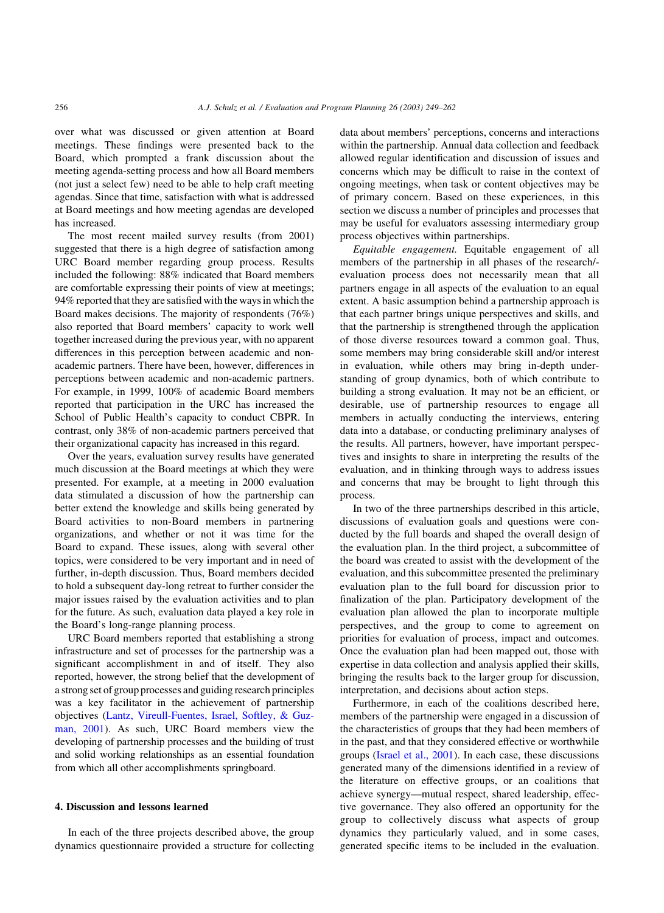over what was discussed or given attention at Board meetings. These findings were presented back to the Board, which prompted a frank discussion about the meeting agenda-setting process and how all Board members (not just a select few) need to be able to help craft meeting agendas. Since that time, satisfaction with what is addressed at Board meetings and how meeting agendas are developed has increased.

The most recent mailed survey results (from 2001) suggested that there is a high degree of satisfaction among URC Board member regarding group process. Results included the following: 88% indicated that Board members are comfortable expressing their points of view at meetings; 94% reported that they are satisfied with the ways in which the Board makes decisions. The majority of respondents (76%) also reported that Board members' capacity to work well together increased during the previous year, with no apparent differences in this perception between academic and non-academic partners. There have been, however, differences in perceptions between academic and non-academic partners. For example, in 1999, 100% of academic Board members reported that participation in the URC has increased the School of Public Health's capacity to conduct CBPR. In contrast, only 38% of non-academic partners perceived that their organizational capacity has increased in this regard.

Over the years, evaluation survey results have generated much discussion at the Board meetings at which they were presented. For example, at a meeting in 2000 evaluation data stimulated a discussion of how the partnership can better extend the knowledge and skills being generated by Board activities to non-Board members in partnering organizations, and whether or not it was time for the Board to expand. These issues, along with several other topics, were considered to be very important and in need of further, in-depth discussion. Thus, Board members decided to hold a subsequent day-long retreat to further consider the major issues raised by the evaluation activities and to plan for the future. As such, evaluation data played a key role in the Board's long-range planning process.

URC Board members reported that establishing a strong infrastructure and set of processes for the partnership was a significant accomplishment in and of itself. They also reported, however, the strong belief that the development of a strong set of group processes and guiding research principles was a key facilitator in the achievement of partnership objectives (Lantz, Vireull-Fuentes, Israel, Softley, & Guzman, 2001). As such, URC Board members view the developing of partnership processes and the building of trust and solid working relationships as an essential foundation from which all other accomplishments springboard.

## 4. Discussion and lessons learned

In each of the three projects described above, the group dynamics questionnaire provided a structure for collecting data about members' perceptions, concerns and interactions within the partnership. Annual data collection and feedback allowed regular identification and discussion of issues and concerns which may be difficult to raise in the context of ongoing meetings, when task or content objectives may be of primary concern. Based on these experiences, in this section we discuss a number of principles and processes that may be useful for evaluators assessing intermediary group process objectives within partnerships.

*Equitable engagement.* Equitable engagement of all members of the partnership in all phases of the research/-evaluation process does not necessarily mean that all partners engage in all aspects of the evaluation to an equal extent. A basic assumption behind a partnership approach is that each partner brings unique perspectives and skills, and that the partnership is strengthened through the application of those diverse resources toward a common goal. Thus, some members may bring considerable skill and/or interest in evaluation, while others may bring in-depth understanding of group dynamics, both of which contribute to building a strong evaluation. It may not be an efficient, or desirable, use of partnership resources to engage all members in actually conducting the interviews, entering data into a database, or conducting preliminary analyses of the results. All partners, however, have important perspectives and insights to share in interpreting the results of the evaluation, and in thinking through ways to address issues and concerns that may be brought to light through this process.

In two of the three partnerships described in this article, discussions of evaluation goals and questions were conducted by the full boards and shaped the overall design of the evaluation plan. In the third project, a subcommittee of the board was created to assist with the development of the evaluation, and this subcommittee presented the preliminary evaluation plan to the full board for discussion prior to finalization of the plan. Participatory development of the evaluation plan allowed the plan to incorporate multiple perspectives, and the group to come to agreement on priorities for evaluation of process, impact and outcomes. Once the evaluation plan had been mapped out, those with expertise in data collection and analysis applied their skills, bringing the results back to the larger group for discussion, interpretation, and decisions about action steps.

Furthermore, in each of the coalitions described here, members of the partnership were engaged in a discussion of the characteristics of groups that they had been members of in the past, and that they considered effective or worthwhile groups (Israel et al., 2001). In each case, these discussions generated many of the dimensions identified in a review of the literature on effective groups, or an coalitions that achieve synergy—mutual respect, shared leadership, effective governance. They also offered an opportunity for the group to collectively discuss what aspects of group dynamics they particularly valued, and in some cases, generated specific items to be included in the evaluation.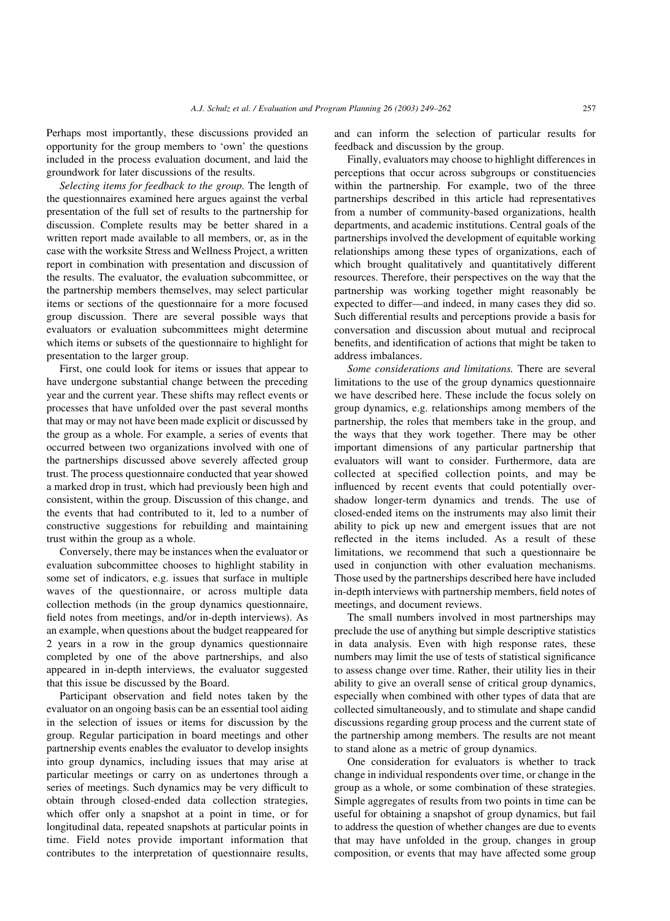Perhaps most importantly, these discussions provided an opportunity for the group members to 'own' the questions included in the process evaluation document, and laid the groundwork for later discussions of the results.

*Selecting items for feedback to the group.* The length of the questionnaires examined here argues against the verbal presentation of the full set of results to the partnership for discussion. Complete results may be better shared in a written report made available to all members, or, as in the case with the worksite Stress and Wellness Project, a written report in combination with presentation and discussion of the results. The evaluator, the evaluation subcommittee, or the partnership members themselves, may select particular items or sections of the questionnaire for a more focused group discussion. There are several possible ways that evaluators or evaluation subcommittees might determine which items or subsets of the questionnaire to highlight for presentation to the larger group.

First, one could look for items or issues that appear to have undergone substantial change between the preceding year and the current year. These shifts may reflect events or processes that have unfolded over the past several months that may or may not have been made explicit or discussed by the group as a whole. For example, a series of events that occurred between two organizations involved with one of the partnerships discussed above severely affected group trust. The process questionnaire conducted that year showed a marked drop in trust, which had previously been high and consistent, within the group. Discussion of this change, and the events that had contributed to it, led to a number of constructive suggestions for rebuilding and maintaining trust within the group as a whole.

Conversely, there may be instances when the evaluator or evaluation subcommittee chooses to highlight stability in some set of indicators, e.g. issues that surface in multiple waves of the questionnaire, or across multiple data collection methods (in the group dynamics questionnaire, field notes from meetings, and/or in-depth interviews). As an example, when questions about the budget reappeared for 2 years in a row in the group dynamics questionnaire completed by one of the above partnerships, and also appeared in in-depth interviews, the evaluator suggested that this issue be discussed by the Board.

Participant observation and field notes taken by the evaluator on an ongoing basis can be an essential tool aiding in the selection of issues or items for discussion by the group. Regular participation in board meetings and other partnership events enables the evaluator to develop insights into group dynamics, including issues that may arise at particular meetings or carry on as undertones through a series of meetings. Such dynamics may be very difficult to obtain through closed-ended data collection strategies, which offer only a snapshot at a point in time, or for longitudinal data, repeated snapshots at particular points in time. Field notes provide important information that contributes to the interpretation of questionnaire results, and can inform the selection of particular results for feedback and discussion by the group.

Finally, evaluators may choose to highlight differences in perceptions that occur across subgroups or constituencies within the partnership. For example, two of the three partnerships described in this article had representatives from a number of community-based organizations, health departments, and academic institutions. Central goals of the partnerships involved the development of equitable working relationships among these types of organizations, each of which brought qualitatively and quantitatively different resources. Therefore, their perspectives on the way that the partnership was working together might reasonably be expected to differ—and indeed, in many cases they did so. Such differential results and perceptions provide a basis for conversation and discussion about mutual and reciprocal benefits, and identification of actions that might be taken to address imbalances.

*Some considerations and limitations.* There are several limitations to the use of the group dynamics questionnaire we have described here. These include the focus solely on group dynamics, e.g. relationships among members of the partnership, the roles that members take in the group, and the ways that they work together. There may be other important dimensions of any particular partnership that evaluators will want to consider. Furthermore, data are collected at specified collection points, and may be influenced by recent events that could potentially overshadow longer-term dynamics and trends. The use of closed-ended items on the instruments may also limit their ability to pick up new and emergent issues that are not reflected in the items included. As a result of these limitations, we recommend that such a questionnaire be used in conjunction with other evaluation mechanisms. Those used by the partnerships described here have included in-depth interviews with partnership members, field notes of meetings, and document reviews.

The small numbers involved in most partnerships may preclude the use of anything but simple descriptive statistics in data analysis. Even with high response rates, these numbers may limit the use of tests of statistical significance to assess change over time. Rather, their utility lies in their ability to give an overall sense of critical group dynamics, especially when combined with other types of data that are collected simultaneously, and to stimulate and shape candid discussions regarding group process and the current state of the partnership among members. The results are not meant to stand alone as a metric of group dynamics.

One consideration for evaluators is whether to track change in individual respondents over time, or change in the group as a whole, or some combination of these strategies. Simple aggregates of results from two points in time can be useful for obtaining a snapshot of group dynamics, but fail to address the question of whether changes are due to events that may have unfolded in the group, changes in group composition, or events that may have affected some group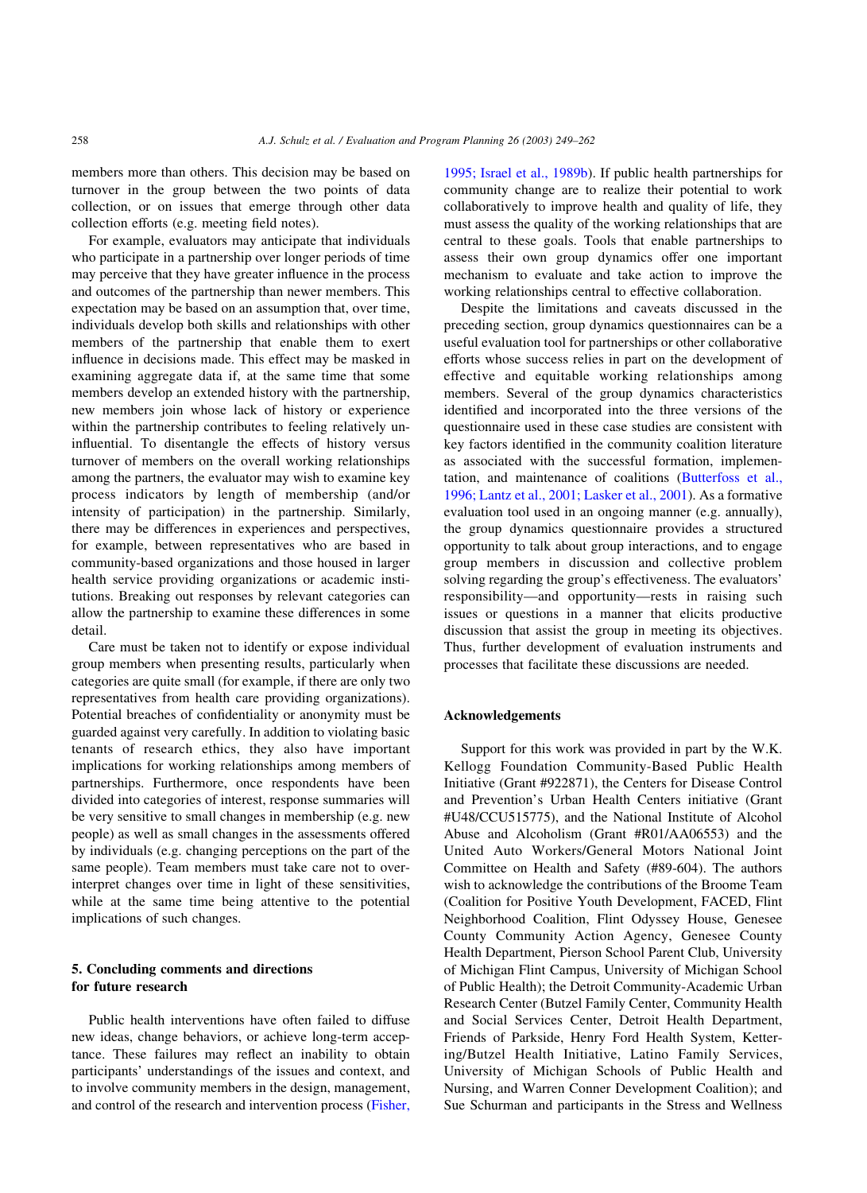members more than others. This decision may be based on turnover in the group between the two points of data collection, or on issues that emerge through other data collection efforts (e.g. meeting field notes).

For example, evaluators may anticipate that individuals who participate in a partnership over longer periods of time may perceive that they have greater influence in the process and outcomes of the partnership than newer members. This expectation may be based on an assumption that, over time, individuals develop both skills and relationships with other members of the partnership that enable them to exert influence in decisions made. This effect may be masked in examining aggregate data if, at the same time that some members develop an extended history with the partnership, new members join whose lack of history or experience within the partnership contributes to feeling relatively uninfluential. To disentangle the effects of history versus turnover of members on the overall working relationships among the partners, the evaluator may wish to examine key process indicators by length of membership (and/or intensity of participation) in the partnership. Similarly, there may be differences in experiences and perspectives, for example, between representatives who are based in community-based organizations and those housed in larger health service providing organizations or academic institutions. Breaking out responses by relevant categories can allow the partnership to examine these differences in some detail.

Care must be taken not to identify or expose individual group members when presenting results, particularly when categories are quite small (for example, if there are only two representatives from health care providing organizations). Potential breaches of confidentiality or anonymity must be guarded against very carefully. In addition to violating basic tenants of research ethics, they also have important implications for working relationships among members of partnerships. Furthermore, once respondents have been divided into categories of interest, response summaries will be very sensitive to small changes in membership (e.g. new people) as well as small changes in the assessments offered by individuals (e.g. changing perceptions on the part of the same people). Team members must take care not to over-interpret changes over time in light of these sensitivities, while at the same time being attentive to the potential implications of such changes.

## 5. Concluding comments and directions for future research

Public health interventions have often failed to diffuse new ideas, change behaviors, or achieve long-term acceptance. These failures may reflect an inability to obtain participants' understandings of the issues and context, and to involve community members in the design, management, and control of the research and intervention process (Fisher, 1995; Israel et al., 1989b). If public health partnerships for community change are to realize their potential to work collaboratively to improve health and quality of life, they must assess the quality of the working relationships that are central to these goals. Tools that enable partnerships to assess their own group dynamics offer one important mechanism to evaluate and take action to improve the working relationships central to effective collaboration.

Despite the limitations and caveats discussed in the preceding section, group dynamics questionnaires can be a useful evaluation tool for partnerships or other collaborative efforts whose success relies in part on the development of effective and equitable working relationships among members. Several of the group dynamics characteristics identified and incorporated into the three versions of the questionnaire used in these case studies are consistent with key factors identified in the community coalition literature as associated with the successful formation, implementation, and maintenance of coalitions (Butterfoss et al., 1996; Lantz et al., 2001; Lasker et al., 2001). As a formative evaluation tool used in an ongoing manner (e.g. annually), the group dynamics questionnaire provides a structured opportunity to talk about group interactions, and to engage group members in discussion and collective problem solving regarding the group's effectiveness. The evaluators' responsibility—and opportunity—rests in raising such issues or questions in a manner that elicits productive discussion that assist the group in meeting its objectives. Thus, further development of evaluation instruments and processes that facilitate these discussions are needed.

## Acknowledgements

Support for this work was provided in part by the W.K. Kellogg Foundation Community-Based Public Health Initiative (Grant #922871), the Centers for Disease Control and Prevention's Urban Health Centers initiative (Grant #U48/CCU515775), and the National Institute of Alcohol Abuse and Alcoholism (Grant #R01/AA06553) and the United Auto Workers/General Motors National Joint Committee on Health and Safety (#89-604). The authors wish to acknowledge the contributions of the Broome Team (Coalition for Positive Youth Development, FACED, Flint Neighborhood Coalition, Flint Odyssey House, Genesee County Community Action Agency, Genesee County Health Department, Pierson School Parent Club, University of Michigan Flint Campus, University of Michigan School of Public Health); the Detroit Community-Academic Urban Research Center (Butzel Family Center, Community Health and Social Services Center, Detroit Health Department, Friends of Parkside, Henry Ford Health System, Kettering/Butzel Health Initiative, Latino Family Services, University of Michigan Schools of Public Health and Nursing, and Warren Conner Development Coalition); and Sue Schurman and participants in the Stress and Wellness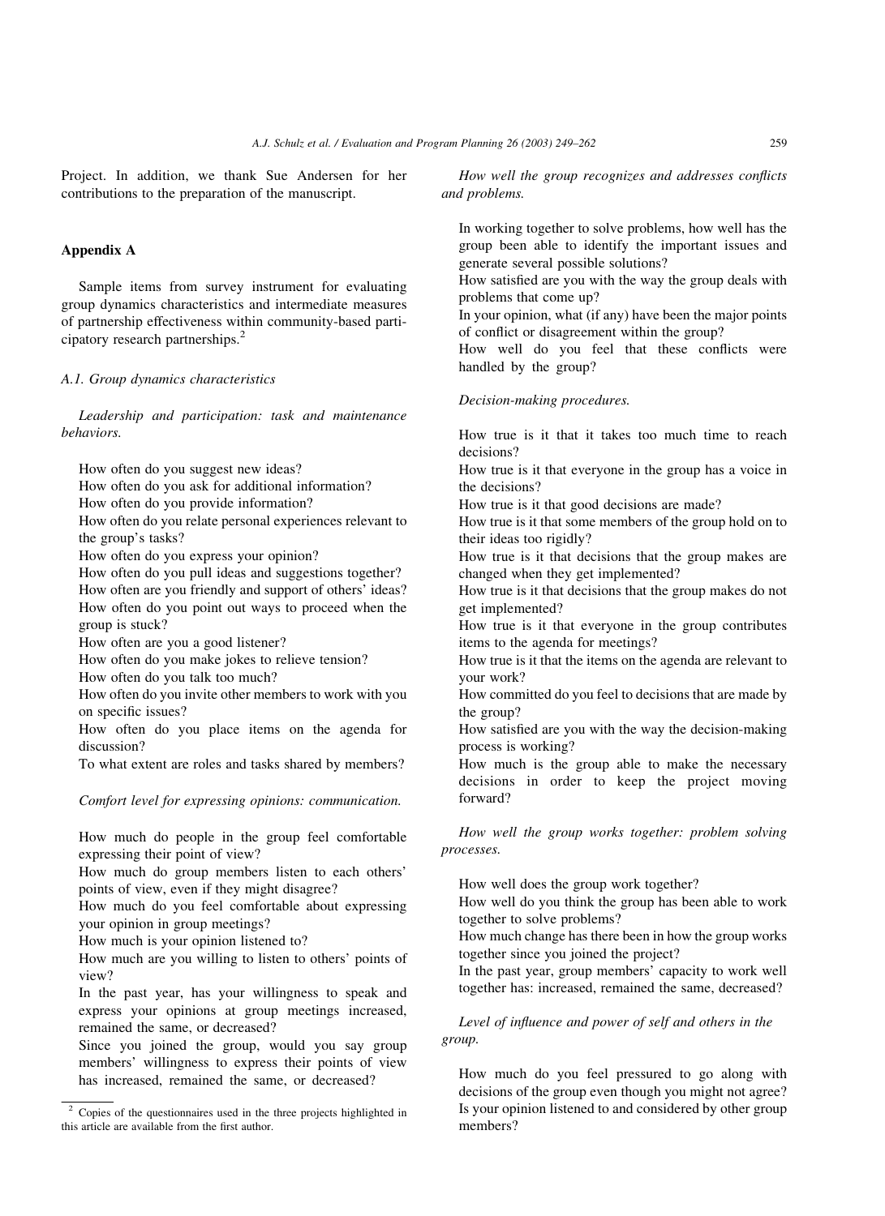Project. In addition, we thank Sue Andersen for her contributions to the preparation of the manuscript.

## Appendix A

Sample items from survey instrument for evaluating group dynamics characteristics and intermediate measures of partnership effectiveness within community-based participatory research partnerships.[2]

### A.1. Group dynamics characteristics

*Leadership and participation: task and maintenance behaviors.*

How often do you suggest new ideas?
How often do you ask for additional information?
How often do you provide information?
How often do you relate personal experiences relevant to the group's tasks?
How often do you express your opinion?
How often do you pull ideas and suggestions together?
How often are you friendly and support of others' ideas?
How often do you point out ways to proceed when the group is stuck?
How often are you a good listener?
How often do you make jokes to relieve tension?
How often do you talk too much?
How often do you invite other members to work with you on specific issues?
How often do you place items on the agenda for discussion?
To what extent are roles and tasks shared by members?

*Comfort level for expressing opinions: communication.*

How much do people in the group feel comfortable expressing their point of view?
How much do group members listen to each others' points of view, even if they might disagree?
How much do you feel comfortable about expressing your opinion in group meetings?
How much is your opinion listened to?
How much are you willing to listen to others' points of view?
In the past year, has your willingness to speak and express your opinions at group meetings increased, remained the same, or decreased?
Since you joined the group, would you say group members' willingness to express their points of view has increased, remained the same, or decreased?

*How well the group recognizes and addresses conflicts and problems.*

In working together to solve problems, how well has the group been able to identify the important issues and generate several possible solutions?
How satisfied are you with the way the group deals with problems that come up?
In your opinion, what (if any) have been the major points of conflict or disagreement within the group?
How well do you feel that these conflicts were handled by the group?

*Decision-making procedures.*

How true is it that it takes too much time to reach decisions?
How true is it that everyone in the group has a voice in the decisions?
How true is it that good decisions are made?
How true is it that some members of the group hold on to their ideas too rigidly?
How true is it that decisions that the group makes are changed when they get implemented?
How true is it that decisions that the group makes do not get implemented?
How true is it that everyone in the group contributes items to the agenda for meetings?
How true is it that the items on the agenda are relevant to your work?
How committed do you feel to decisions that are made by the group?
How satisfied are you with the way the decision-making process is working?
How much is the group able to make the necessary decisions in order to keep the project moving forward?

*How well the group works together: problem solving processes.*

How well does the group work together?
How well do you think the group has been able to work together to solve problems?
How much change has there been in how the group works together since you joined the project?
In the past year, group members' capacity to work well together has: increased, remained the same, decreased?

*Level of influence and power of self and others in the group.*

How much do you feel pressured to go along with decisions of the group even though you might not agree?
Is your opinion listened to and considered by other group members?

[2] Copies of the questionnaires used in the three projects highlighted in this article are available from the first author.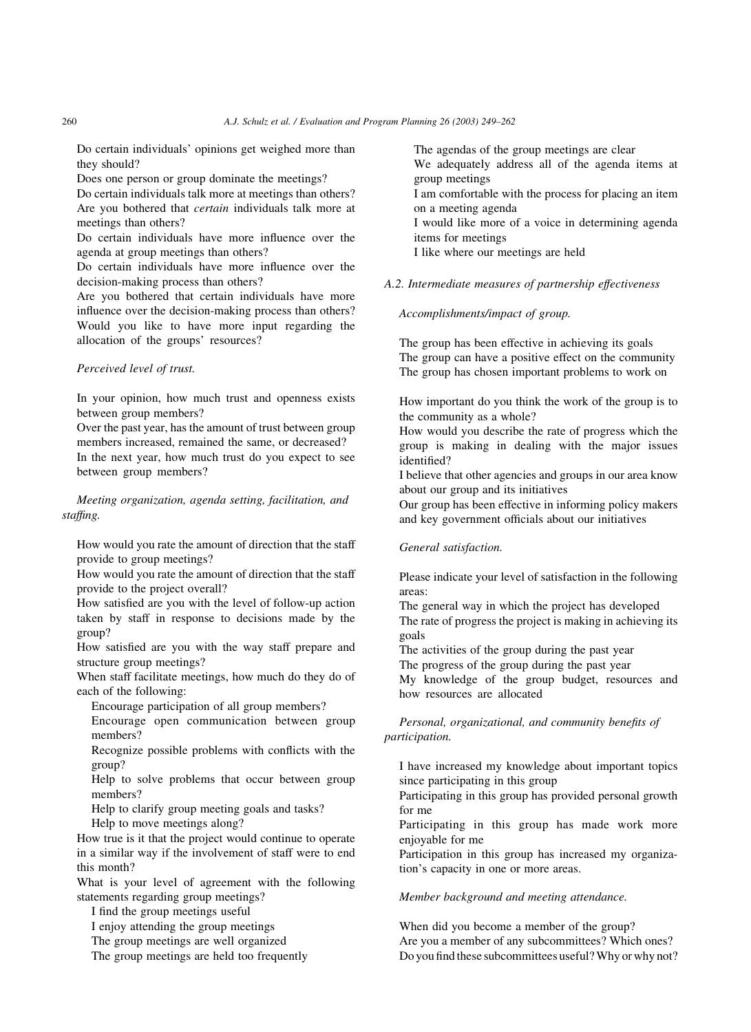Do certain individuals' opinions get weighed more than they should?

Does one person or group dominate the meetings?

Do certain individuals talk more at meetings than others?

Are you bothered that *certain* individuals talk more at meetings than others?

Do certain individuals have more influence over the agenda at group meetings than others?

Do certain individuals have more influence over the decision-making process than others?

Are you bothered that certain individuals have more influence over the decision-making process than others?

Would you like to have more input regarding the allocation of the groups' resources?

*Perceived level of trust.*

In your opinion, how much trust and openness exists between group members?

Over the past year, has the amount of trust between group members increased, remained the same, or decreased?

In the next year, how much trust do you expect to see between group members?

*Meeting organization, agenda setting, facilitation, and staffing.*

How would you rate the amount of direction that the staff provide to group meetings?

How would you rate the amount of direction that the staff provide to the project overall?

How satisfied are you with the level of follow-up action taken by staff in response to decisions made by the group?

How satisfied are you with the way staff prepare and structure group meetings?

When staff facilitate meetings, how much do they do of each of the following:

- Encourage participation of all group members?
- Encourage open communication between group members?
- Recognize possible problems with conflicts with the group?
- Help to solve problems that occur between group members?
- Help to clarify group meeting goals and tasks?
- Help to move meetings along?

How true is it that the project would continue to operate in a similar way if the involvement of staff were to end this month?

What is your level of agreement with the following statements regarding group meetings?

- I find the group meetings useful
- I enjoy attending the group meetings
- The group meetings are well organized
- The group meetings are held too frequently
- The agendas of the group meetings are clear
- We adequately address all of the agenda items at group meetings
- I am comfortable with the process for placing an item on a meeting agenda
- I would like more of a voice in determining agenda items for meetings
- I like where our meetings are held

### *A.2. Intermediate measures of partnership effectiveness*

*Accomplishments/impact of group.*

The group has been effective in achieving its goals

The group can have a positive effect on the community

The group has chosen important problems to work on

How important do you think the work of the group is to the community as a whole?

How would you describe the rate of progress which the group is making in dealing with the major issues identified?

I believe that other agencies and groups in our area know about our group and its initiatives

Our group has been effective in informing policy makers and key government officials about our initiatives

*General satisfaction.*

Please indicate your level of satisfaction in the following areas:

The general way in which the project has developed

The rate of progress the project is making in achieving its goals

The activities of the group during the past year

The progress of the group during the past year

My knowledge of the group budget, resources and how resources are allocated

*Personal, organizational, and community benefits of participation.*

I have increased my knowledge about important topics since participating in this group

Participating in this group has provided personal growth for me

Participating in this group has made work more enjoyable for me

Participation in this group has increased my organization's capacity in one or more areas.

*Member background and meeting attendance.*

When did you become a member of the group?

Are you a member of any subcommittees? Which ones?

Do you find these subcommittees useful? Why or why not?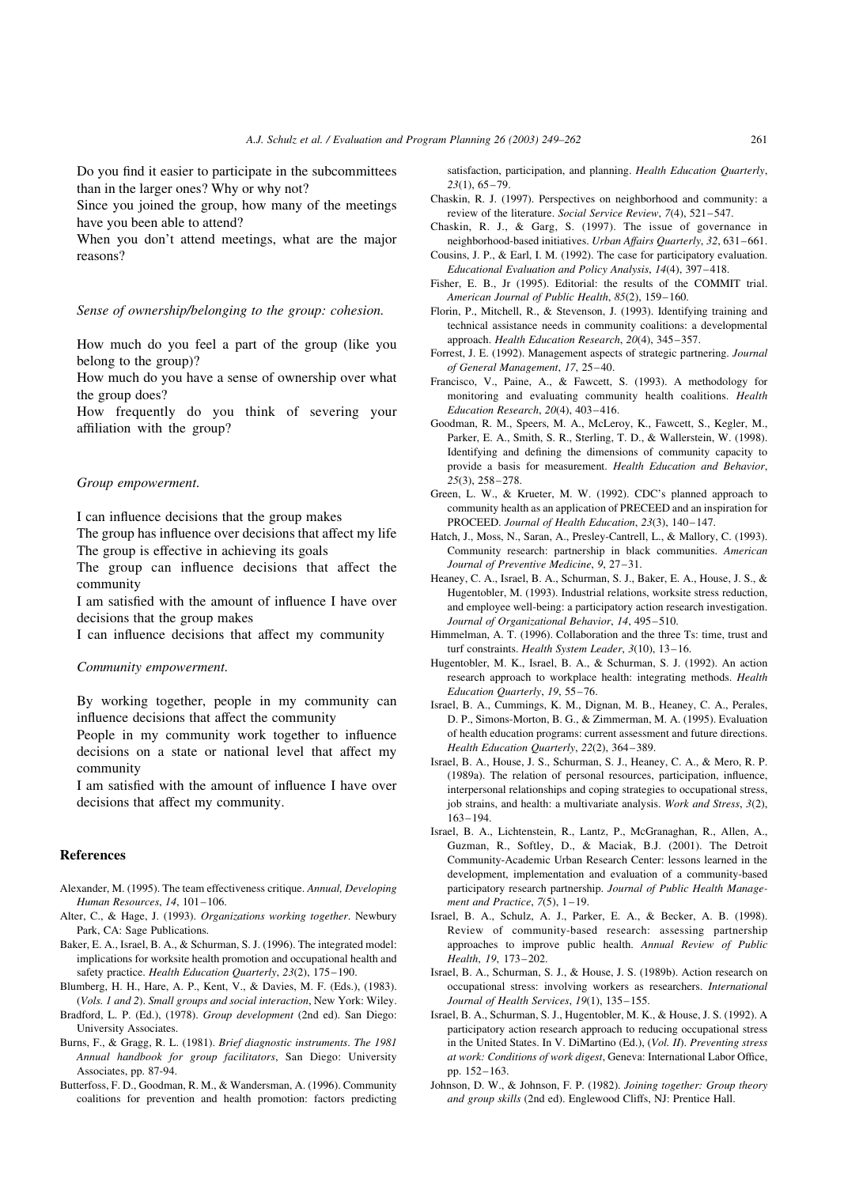Do you find it easier to participate in the subcommittees than in the larger ones? Why or why not?

Since you joined the group, how many of the meetings have you been able to attend?

When you don't attend meetings, what are the major reasons?

*Sense of ownership/belonging to the group: cohesion.*

How much do you feel a part of the group (like you belong to the group)?

How much do you have a sense of ownership over what the group does?

How frequently do you think of severing your affiliation with the group?

*Group empowerment.*

I can influence decisions that the group makes

The group has influence over decisions that affect my life

The group is effective in achieving its goals

The group can influence decisions that affect the community

I am satisfied with the amount of influence I have over decisions that the group makes

I can influence decisions that affect my community

*Community empowerment.*

By working together, people in my community can influence decisions that affect the community

People in my community work together to influence decisions on a state or national level that affect my community

I am satisfied with the amount of influence I have over decisions that affect my community.

## References

Alexander, M. (1995). The team effectiveness critique. *Annual, Developing Human Resources*, *14*, 101–106.

Alter, C., & Hage, J. (1993). *Organizations working together*. Newbury Park, CA: Sage Publications.

Baker, E. A., Israel, B. A., & Schurman, S. J. (1996). The integrated model: implications for worksite health promotion and occupational health and safety practice. *Health Education Quarterly*, *23*(2), 175–190.

Blumberg, H. H., Hare, A. P., Kent, V., & Davies, M. F. (Eds.), (1983). (*Vols. 1 and 2*). *Small groups and social interaction*, New York: Wiley.

Bradford, L. P. (Ed.), (1978). *Group development* (2nd ed). San Diego: University Associates.

Burns, F., & Gragg, R. L. (1981). *Brief diagnostic instruments*. *The 1981 Annual handbook for group facilitators*, San Diego: University Associates, pp. 87-94.

Butterfoss, F. D., Goodman, R. M., & Wandersman, A. (1996). Community coalitions for prevention and health promotion: factors predicting satisfaction, participation, and planning. *Health Education Quarterly*, *23*(1), 65–79.

Chaskin, R. J. (1997). Perspectives on neighborhood and community: a review of the literature. *Social Service Review*, *7*(4), 521–547.

Chaskin, R. J., & Garg, S. (1997). The issue of governance in neighborhood-based initiatives. *Urban Affairs Quarterly*, *32*, 631–661.

Cousins, J. P., & Earl, I. M. (1992). The case for participatory evaluation. *Educational Evaluation and Policy Analysis*, *14*(4), 397–418.

Fisher, E. B., Jr (1995). Editorial: the results of the COMMIT trial. *American Journal of Public Health*, *85*(2), 159–160.

Florin, P., Mitchell, R., & Stevenson, J. (1993). Identifying training and technical assistance needs in community coalitions: a developmental approach. *Health Education Research*, *20*(4), 345–357.

Forrest, J. E. (1992). Management aspects of strategic partnering. *Journal of General Management*, *17*, 25–40.

Francisco, V., Paine, A., & Fawcett, S. (1993). A methodology for monitoring and evaluating community health coalitions. *Health Education Research*, *20*(4), 403–416.

Goodman, R. M., Speers, M. A., McLeroy, K., Fawcett, S., Kegler, M., Parker, E. A., Smith, S. R., Sterling, T. D., & Wallerstein, W. (1998). Identifying and defining the dimensions of community capacity to provide a basis for measurement. *Health Education and Behavior*, *25*(3), 258–278.

Green, L. W., & Krueter, M. W. (1992). CDC's planned approach to community health as an application of PRECEED and an inspiration for PROCEED. *Journal of Health Education*, *23*(3), 140–147.

Hatch, J., Moss, N., Saran, A., Presley-Cantrell, L., & Mallory, C. (1993). Community research: partnership in black communities. *American Journal of Preventive Medicine*, *9*, 27–31.

Heaney, C. A., Israel, B. A., Schurman, S. J., Baker, E. A., House, J. S., & Hugentobler, M. (1993). Industrial relations, worksite stress reduction, and employee well-being: a participatory action research investigation. *Journal of Organizational Behavior*, *14*, 495–510.

Himmelman, A. T. (1996). Collaboration and the three Ts: time, trust and turf constraints. *Health System Leader*, *3*(10), 13–16.

Hugentobler, M. K., Israel, B. A., & Schurman, S. J. (1992). An action research approach to workplace health: integrating methods. *Health Education Quarterly*, *19*, 55–76.

Israel, B. A., Cummings, K. M., Dignan, M. B., Heaney, C. A., Perales, D. P., Simons-Morton, B. G., & Zimmerman, M. A. (1995). Evaluation of health education programs: current assessment and future directions. *Health Education Quarterly*, *22*(2), 364–389.

Israel, B. A., House, J. S., Schurman, S. J., Heaney, C. A., & Mero, R. P. (1989a). The relation of personal resources, participation, influence, interpersonal relationships and coping strategies to occupational stress, job strains, and health: a multivariate analysis. *Work and Stress*, *3*(2), 163–194.

Israel, B. A., Lichtenstein, R., Lantz, P., McGranaghan, R., Allen, A., Guzman, R., Softley, D., & Maciak, B.J. (2001). The Detroit Community-Academic Urban Research Center: lessons learned in the development, implementation and evaluation of a community-based participatory research partnership. *Journal of Public Health Management and Practice*, *7*(5), 1–19.

Israel, B. A., Schulz, A. J., Parker, E. A., & Becker, A. B. (1998). Review of community-based research: assessing partnership approaches to improve public health. *Annual Review of Public Health*, *19*, 173–202.

Israel, B. A., Schurman, S. J., & House, J. S. (1989b). Action research on occupational stress: involving workers as researchers. *International Journal of Health Services*, *19*(1), 135–155.

Israel, B. A., Schurman, S. J., Hugentobler, M. K., & House, J. S. (1992). A participatory action research approach to reducing occupational stress in the United States. In V. DiMartino (Ed.), (*Vol. II*). *Preventing stress at work: Conditions of work digest*, Geneva: International Labor Office, pp. 152–163.

Johnson, D. W., & Johnson, F. P. (1982). *Joining together: Group theory and group skills* (2nd ed). Englewood Cliffs, NJ: Prentice Hall.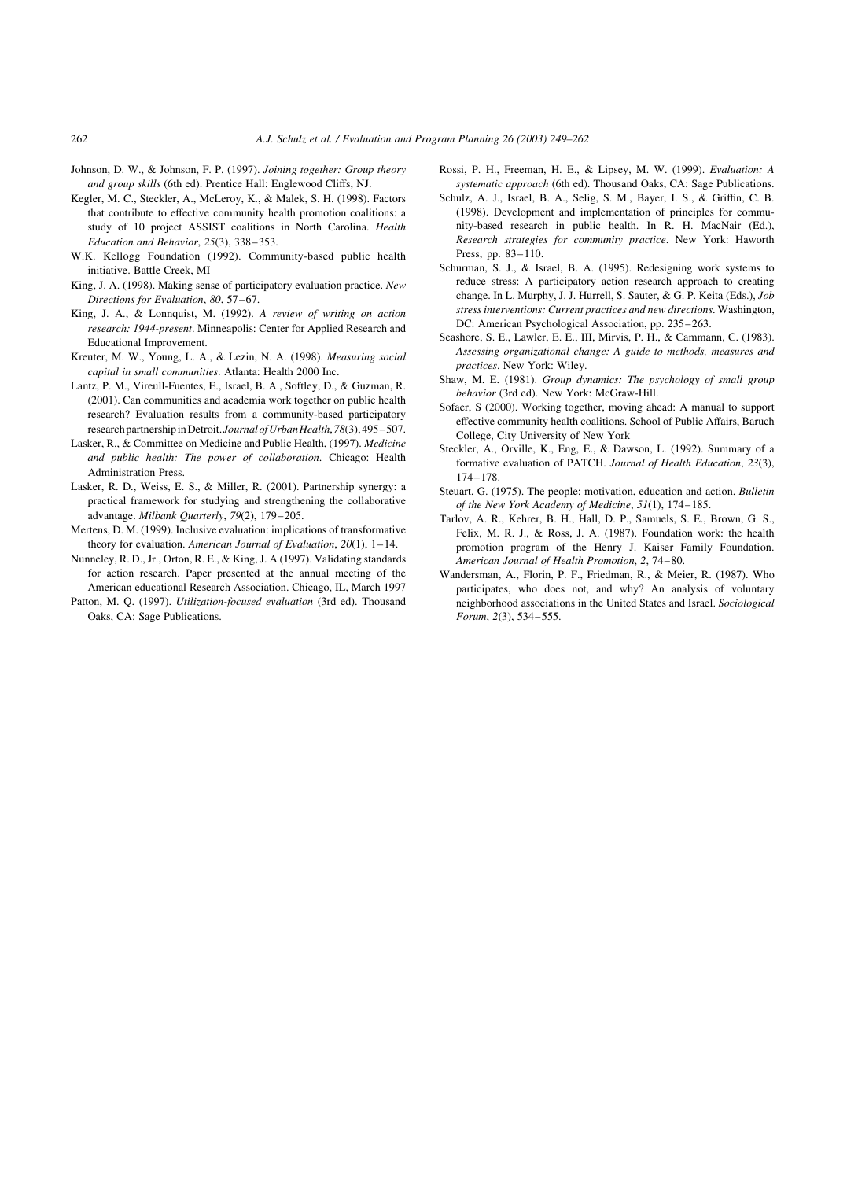Johnson, D. W., & Johnson, F. P. (1997). *Joining together: Group theory and group skills* (6th ed). Prentice Hall: Englewood Cliffs, NJ.

Kegler, M. C., Steckler, A., McLeroy, K., & Malek, S. H. (1998). Factors that contribute to effective community health promotion coalitions: a study of 10 project ASSIST coalitions in North Carolina. *Health Education and Behavior*, *25*(3), 338–353.

W.K. Kellogg Foundation (1992). Community-based public health initiative. Battle Creek, MI

King, J. A. (1998). Making sense of participatory evaluation practice. *New Directions for Evaluation*, *80*, 57–67.

King, J. A., & Lonnquist, M. (1992). *A review of writing on action research: 1944-present*. Minneapolis: Center for Applied Research and Educational Improvement.

Kreuter, M. W., Young, L. A., & Lezin, N. A. (1998). *Measuring social capital in small communities*. Atlanta: Health 2000 Inc.

Lantz, P. M., Vireull-Fuentes, E., Israel, B. A., Softley, D., & Guzman, R. (2001). Can communities and academia work together on public health research? Evaluation results from a community-based participatory research partnership in Detroit. *Journal of Urban Health*, *78*(3), 495–507.

Lasker, R., & Committee on Medicine and Public Health, (1997). *Medicine and public health: The power of collaboration*. Chicago: Health Administration Press.

Lasker, R. D., Weiss, E. S., & Miller, R. (2001). Partnership synergy: a practical framework for studying and strengthening the collaborative advantage. *Milbank Quarterly*, *79*(2), 179–205.

Mertens, D. M. (1999). Inclusive evaluation: implications of transformative theory for evaluation. *American Journal of Evaluation*, *20*(1), 1–14.

Nunneley, R. D., Jr., Orton, R. E., & King, J. A (1997). Validating standards for action research. Paper presented at the annual meeting of the American educational Research Association. Chicago, IL, March 1997

Patton, M. Q. (1997). *Utilization-focused evaluation* (3rd ed). Thousand Oaks, CA: Sage Publications.

Rossi, P. H., Freeman, H. E., & Lipsey, M. W. (1999). *Evaluation: A systematic approach* (6th ed). Thousand Oaks, CA: Sage Publications.

Schulz, A. J., Israel, B. A., Selig, S. M., Bayer, I. S., & Griffin, C. B. (1998). Development and implementation of principles for community-based research in public health. In R. H. MacNair (Ed.), *Research strategies for community practice*. New York: Haworth Press, pp. 83–110.

Schurman, S. J., & Israel, B. A. (1995). Redesigning work systems to reduce stress: A participatory action research approach to creating change. In L. Murphy, J. J. Hurrell, S. Sauter, & G. P. Keita (Eds.), *Job stress interventions: Current practices and new directions*. Washington, DC: American Psychological Association, pp. 235–263.

Seashore, S. E., Lawler, E. E., III, Mirvis, P. H., & Cammann, C. (1983). *Assessing organizational change: A guide to methods, measures and practices*. New York: Wiley.

Shaw, M. E. (1981). *Group dynamics: The psychology of small group behavior* (3rd ed). New York: McGraw-Hill.

Sofaer, S (2000). Working together, moving ahead: A manual to support effective community health coalitions. School of Public Affairs, Baruch College, City University of New York

Steckler, A., Orville, K., Eng, E., & Dawson, L. (1992). Summary of a formative evaluation of PATCH. *Journal of Health Education*, *23*(3), 174–178.

Steuart, G. (1975). The people: motivation, education and action. *Bulletin of the New York Academy of Medicine*, *51*(1), 174–185.

Tarlov, A. R., Kehrer, B. H., Hall, D. P., Samuels, S. E., Brown, G. S., Felix, M. R. J., & Ross, J. A. (1987). Foundation work: the health promotion program of the Henry J. Kaiser Family Foundation. *American Journal of Health Promotion*, *2*, 74–80.

Wandersman, A., Florin, P. F., Friedman, R., & Meier, R. (1987). Who participates, who does not, and why? An analysis of voluntary neighborhood associations in the United States and Israel. *Sociological Forum*, *2*(3), 534–555.